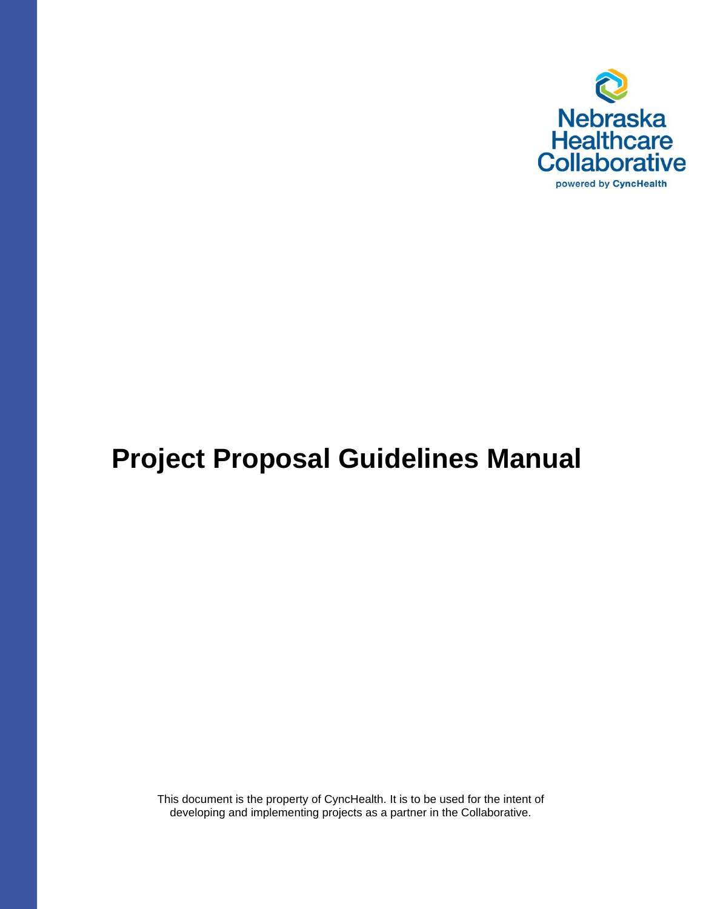Nebraska Healthcare Collaborative

powered by CyncHealth

# Project Proposal Guidelines Manual

This document is the property of CyncHealth. It is to be used for the intent of developing and implementing projects as a partner in the Collaborative.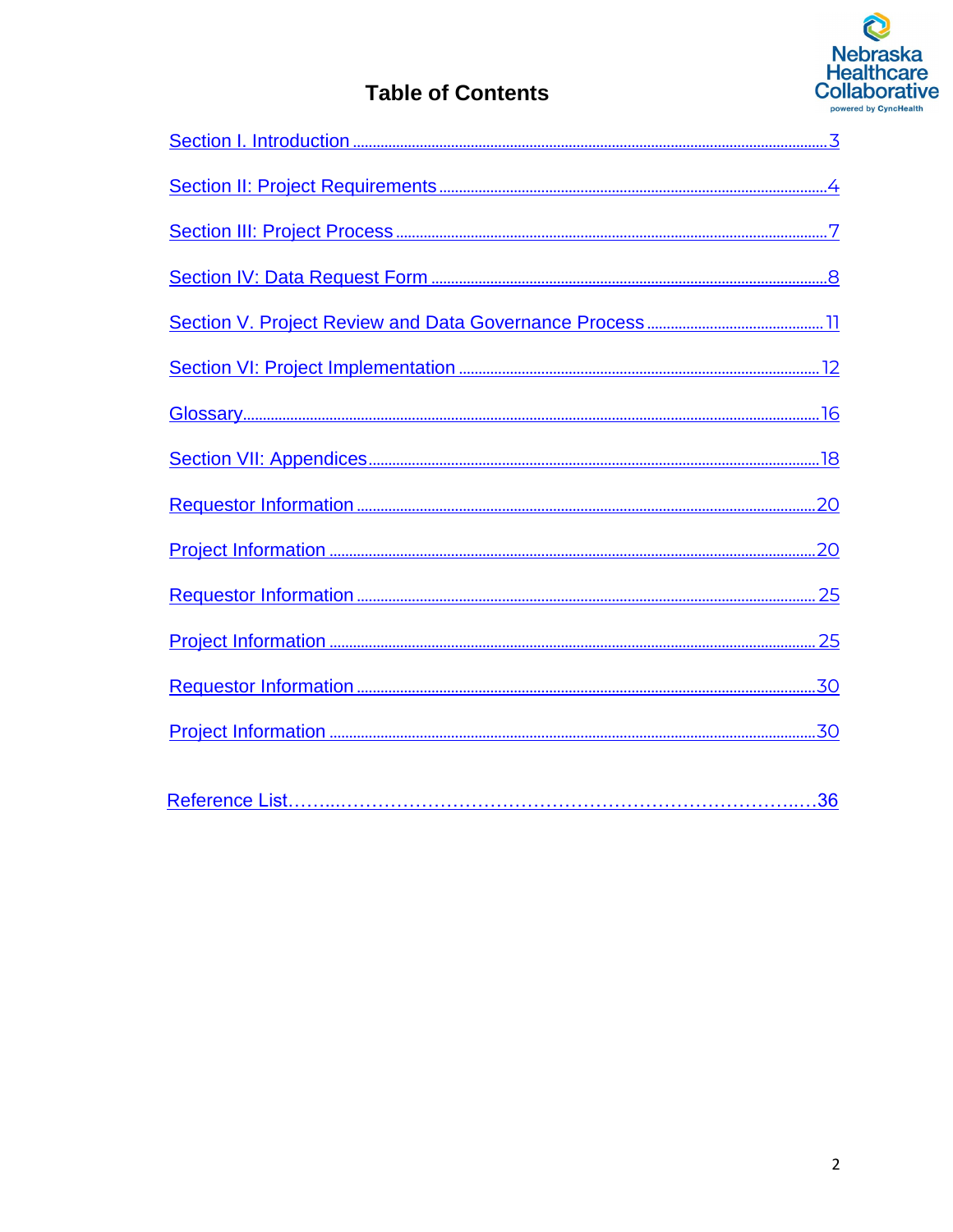# Table of Contents

Section I. Introduction ........ 3

Section II: Project Requirements ........ 4

Section III: Project Process ........ 7

Section IV: Data Request Form ........ 8

Section V. Project Review and Data Governance Process ........ 11

Section VI: Project Implementation ........ 12

Glossary ........ 16

Section VII: Appendices ........ 18

Requestor Information ........ 20

Project Information ........ 20

Requestor Information ........ 25

Project Information ........ 25

Requestor Information ........ 30

Project Information ........ 30

Reference List ........ 36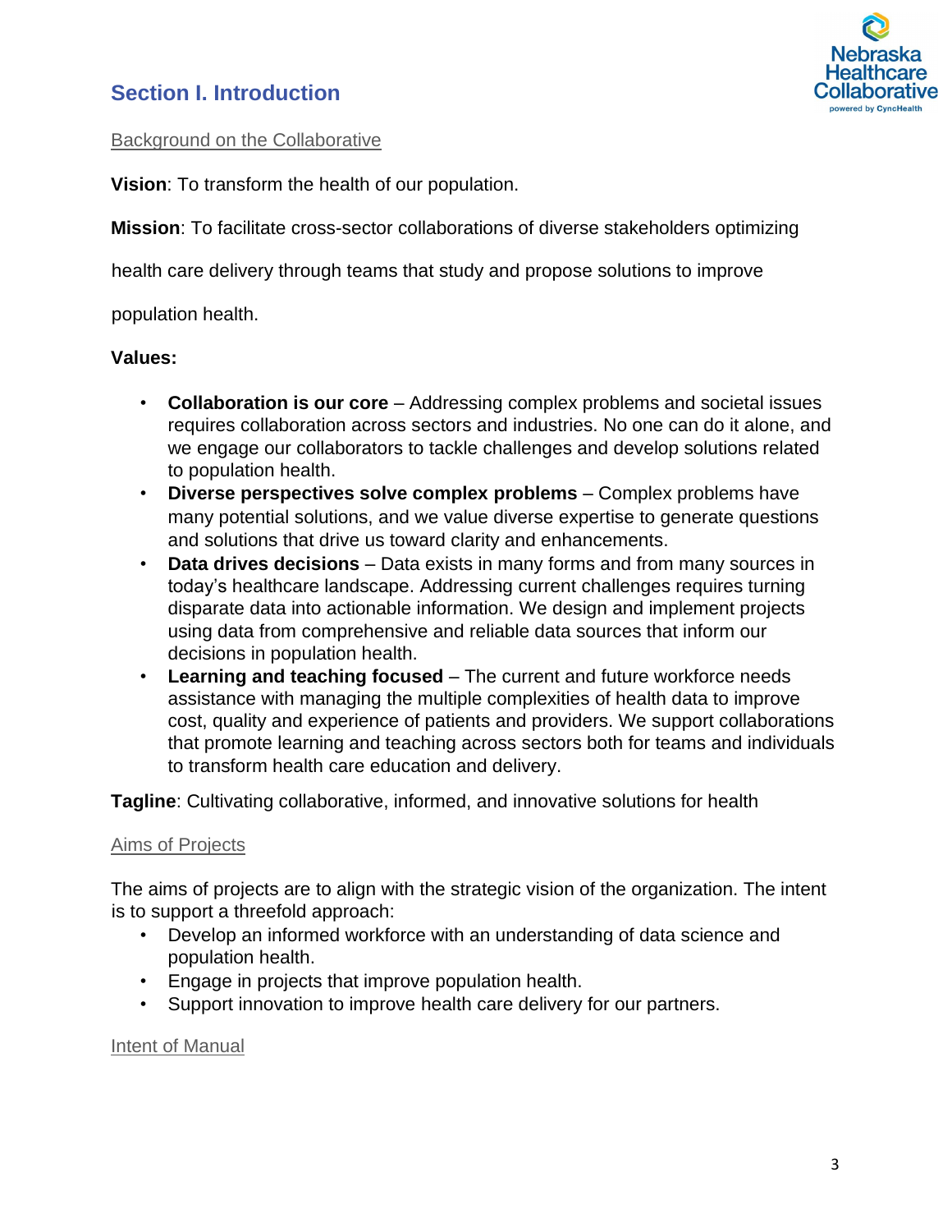## Section I. Introduction

### Background on the Collaborative

**Vision**: To transform the health of our population.

**Mission**: To facilitate cross-sector collaborations of diverse stakeholders optimizing health care delivery through teams that study and propose solutions to improve population health.

**Values:**

- **Collaboration is our core** – Addressing complex problems and societal issues requires collaboration across sectors and industries. No one can do it alone, and we engage our collaborators to tackle challenges and develop solutions related to population health.
- **Diverse perspectives solve complex problems** – Complex problems have many potential solutions, and we value diverse expertise to generate questions and solutions that drive us toward clarity and enhancements.
- **Data drives decisions** – Data exists in many forms and from many sources in today's healthcare landscape. Addressing current challenges requires turning disparate data into actionable information. We design and implement projects using data from comprehensive and reliable data sources that inform our decisions in population health.
- **Learning and teaching focused** – The current and future workforce needs assistance with managing the multiple complexities of health data to improve cost, quality and experience of patients and providers. We support collaborations that promote learning and teaching across sectors both for teams and individuals to transform health care education and delivery.

**Tagline**: Cultivating collaborative, informed, and innovative solutions for health

### Aims of Projects

The aims of projects are to align with the strategic vision of the organization. The intent is to support a threefold approach:

- Develop an informed workforce with an understanding of data science and population health.
- Engage in projects that improve population health.
- Support innovation to improve health care delivery for our partners.

### Intent of Manual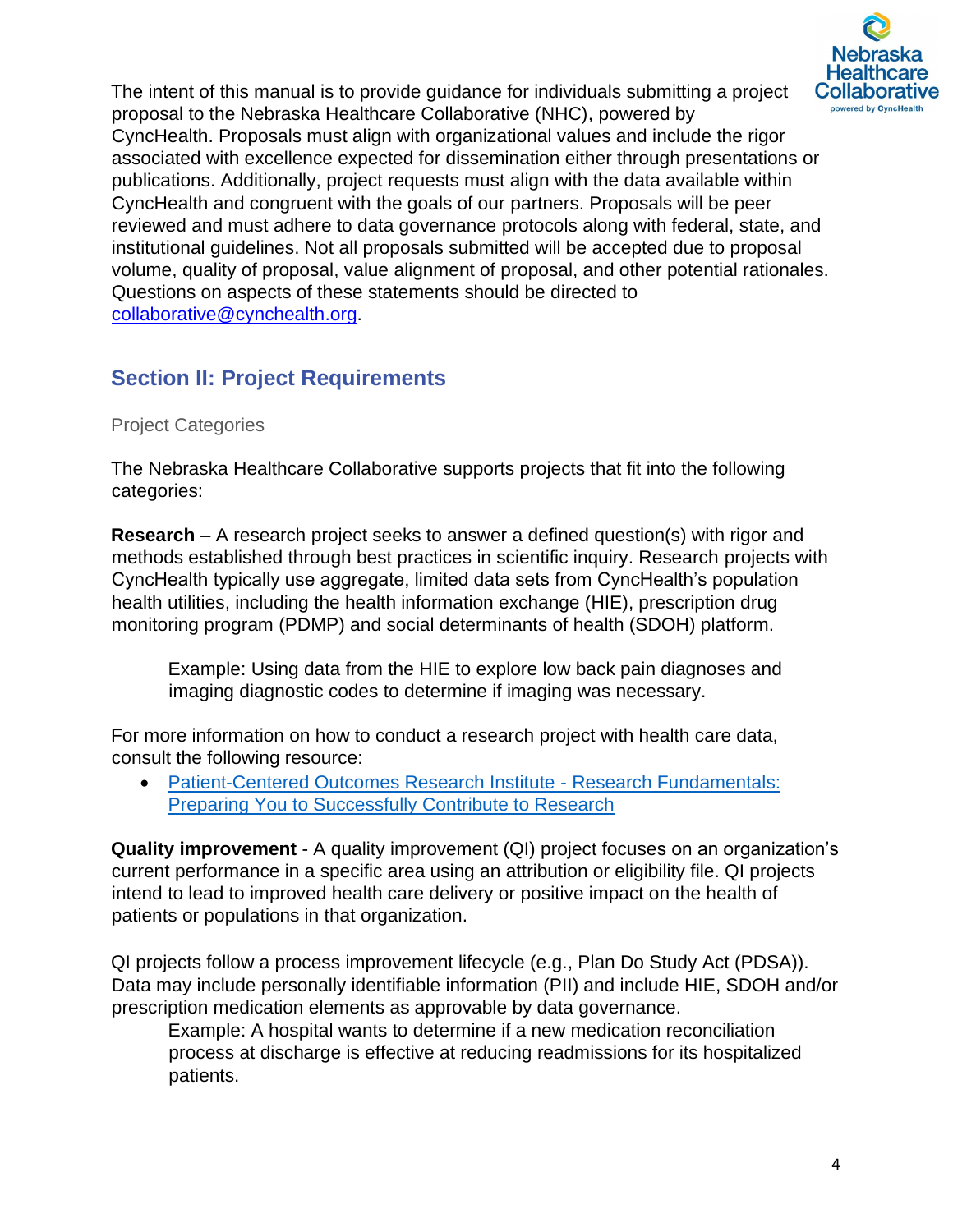The intent of this manual is to provide guidance for individuals submitting a project proposal to the Nebraska Healthcare Collaborative (NHC), powered by CyncHealth. Proposals must align with organizational values and include the rigor associated with excellence expected for dissemination either through presentations or publications. Additionally, project requests must align with the data available within CyncHealth and congruent with the goals of our partners. Proposals will be peer reviewed and must adhere to data governance protocols along with federal, state, and institutional guidelines. Not all proposals submitted will be accepted due to proposal volume, quality of proposal, value alignment of proposal, and other potential rationales. Questions on aspects of these statements should be directed to [collaborative@cynchealth.org](mailto:collaborative@cynchealth.org).

## Section II: Project Requirements

### Project Categories

The Nebraska Healthcare Collaborative supports projects that fit into the following categories:

**Research** – A research project seeks to answer a defined question(s) with rigor and methods established through best practices in scientific inquiry. Research projects with CyncHealth typically use aggregate, limited data sets from CyncHealth's population health utilities, including the health information exchange (HIE), prescription drug monitoring program (PDMP) and social determinants of health (SDOH) platform.

> Example: Using data from the HIE to explore low back pain diagnoses and imaging diagnostic codes to determine if imaging was necessary.

For more information on how to conduct a research project with health care data, consult the following resource:

- Patient-Centered Outcomes Research Institute - Research Fundamentals: Preparing You to Successfully Contribute to Research

**Quality improvement** - A quality improvement (QI) project focuses on an organization's current performance in a specific area using an attribution or eligibility file. QI projects intend to lead to improved health care delivery or positive impact on the health of patients or populations in that organization.

QI projects follow a process improvement lifecycle (e.g., Plan Do Study Act (PDSA)). Data may include personally identifiable information (PII) and include HIE, SDOH and/or prescription medication elements as approvable by data governance.

> Example: A hospital wants to determine if a new medication reconciliation process at discharge is effective at reducing readmissions for its hospitalized patients.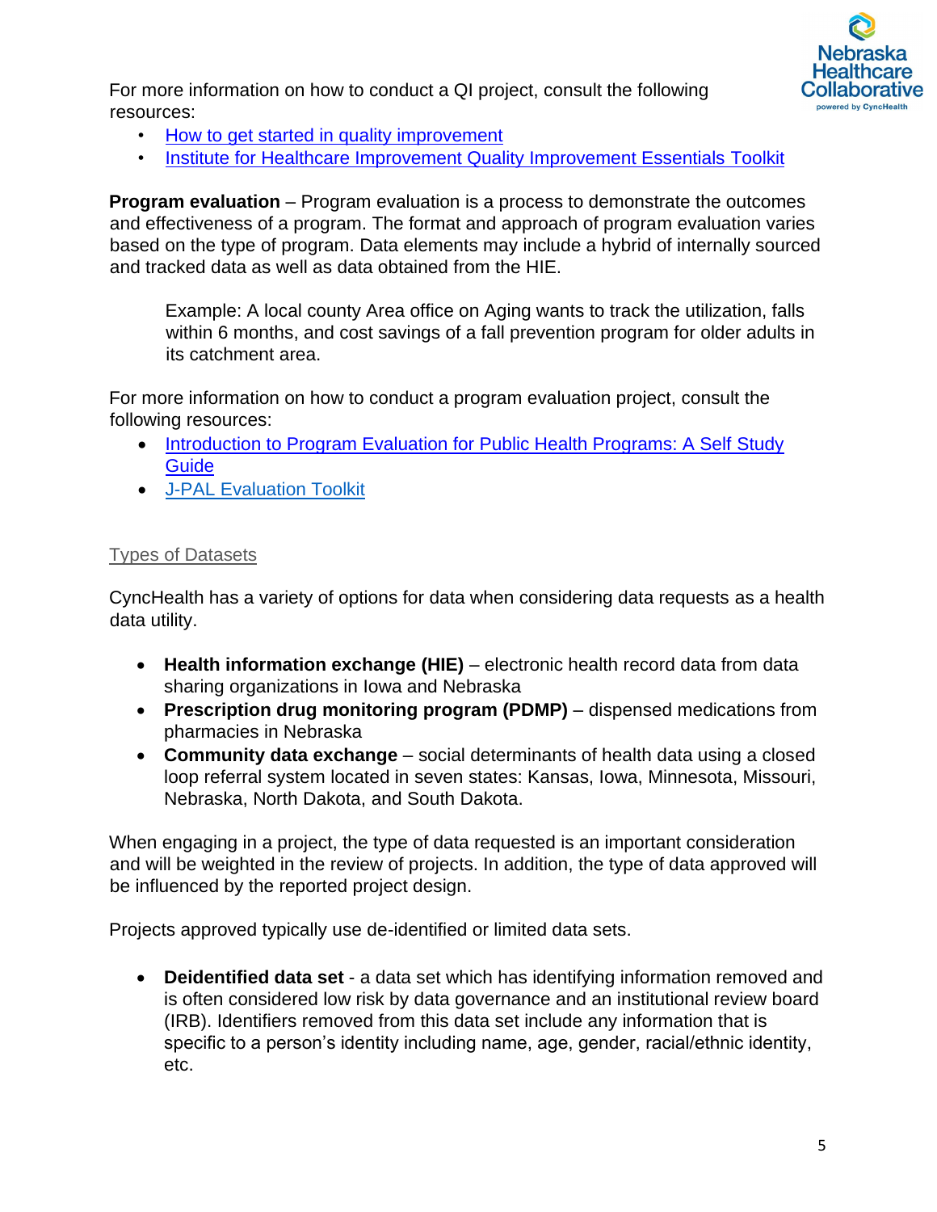For more information on how to conduct a QI project, consult the following resources:

- How to get started in quality improvement
- Institute for Healthcare Improvement Quality Improvement Essentials Toolkit

**Program evaluation** – Program evaluation is a process to demonstrate the outcomes and effectiveness of a program. The format and approach of program evaluation varies based on the type of program. Data elements may include a hybrid of internally sourced and tracked data as well as data obtained from the HIE.

> Example: A local county Area office on Aging wants to track the utilization, falls within 6 months, and cost savings of a fall prevention program for older adults in its catchment area.

For more information on how to conduct a program evaluation project, consult the following resources:

- Introduction to Program Evaluation for Public Health Programs: A Self Study Guide
- J-PAL Evaluation Toolkit

## Types of Datasets

CyncHealth has a variety of options for data when considering data requests as a health data utility.

- **Health information exchange (HIE)** – electronic health record data from data sharing organizations in Iowa and Nebraska
- **Prescription drug monitoring program (PDMP)** – dispensed medications from pharmacies in Nebraska
- **Community data exchange** – social determinants of health data using a closed loop referral system located in seven states: Kansas, Iowa, Minnesota, Missouri, Nebraska, North Dakota, and South Dakota.

When engaging in a project, the type of data requested is an important consideration and will be weighted in the review of projects. In addition, the type of data approved will be influenced by the reported project design.

Projects approved typically use de-identified or limited data sets.

- **Deidentified data set** - a data set which has identifying information removed and is often considered low risk by data governance and an institutional review board (IRB). Identifiers removed from this data set include any information that is specific to a person's identity including name, age, gender, racial/ethnic identity, etc.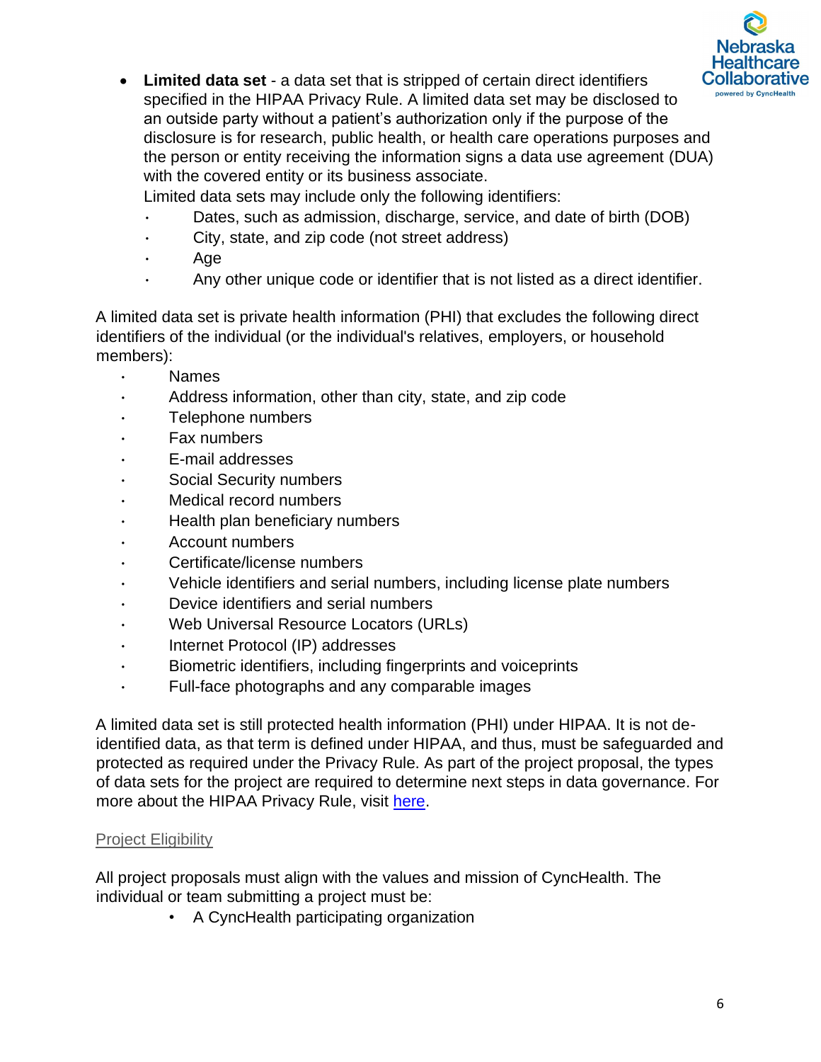- **Limited data set** - a data set that is stripped of certain direct identifiers specified in the HIPAA Privacy Rule. A limited data set may be disclosed to an outside party without a patient's authorization only if the purpose of the disclosure is for research, public health, or health care operations purposes and the person or entity receiving the information signs a data use agreement (DUA) with the covered entity or its business associate.

  Limited data sets may include only the following identifiers:
  - Dates, such as admission, discharge, service, and date of birth (DOB)
  - City, state, and zip code (not street address)
  - Age
  - Any other unique code or identifier that is not listed as a direct identifier.

A limited data set is private health information (PHI) that excludes the following direct identifiers of the individual (or the individual's relatives, employers, or household members):

- Names
- Address information, other than city, state, and zip code
- Telephone numbers
- Fax numbers
- E-mail addresses
- Social Security numbers
- Medical record numbers
- Health plan beneficiary numbers
- Account numbers
- Certificate/license numbers
- Vehicle identifiers and serial numbers, including license plate numbers
- Device identifiers and serial numbers
- Web Universal Resource Locators (URLs)
- Internet Protocol (IP) addresses
- Biometric identifiers, including fingerprints and voiceprints
- Full-face photographs and any comparable images

A limited data set is still protected health information (PHI) under HIPAA. It is not de-identified data, as that term is defined under HIPAA, and thus, must be safeguarded and protected as required under the Privacy Rule. As part of the project proposal, the types of data sets for the project are required to determine next steps in data governance. For more about the HIPAA Privacy Rule, visit here.

## Project Eligibility

All project proposals must align with the values and mission of CyncHealth. The individual or team submitting a project must be:

- A CyncHealth participating organization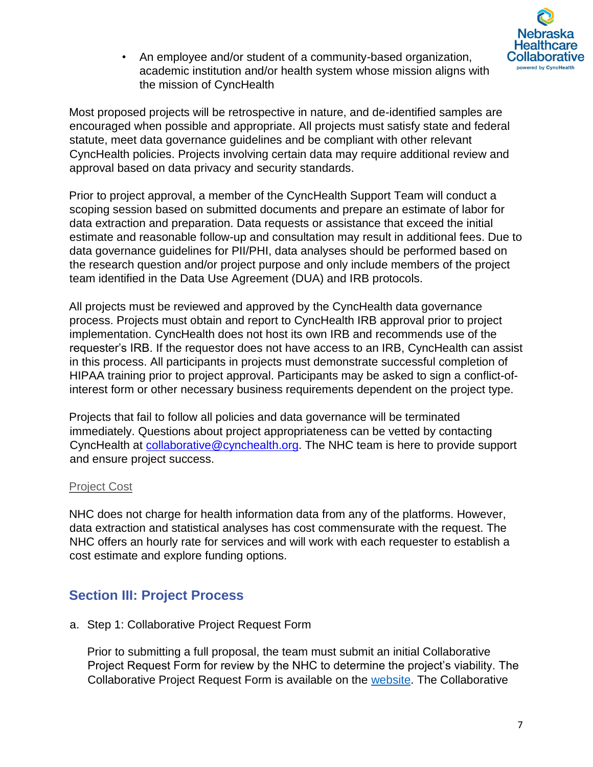- An employee and/or student of a community-based organization, academic institution and/or health system whose mission aligns with the mission of CyncHealth

Most proposed projects will be retrospective in nature, and de-identified samples are encouraged when possible and appropriate. All projects must satisfy state and federal statute, meet data governance guidelines and be compliant with other relevant CyncHealth policies. Projects involving certain data may require additional review and approval based on data privacy and security standards.

Prior to project approval, a member of the CyncHealth Support Team will conduct a scoping session based on submitted documents and prepare an estimate of labor for data extraction and preparation. Data requests or assistance that exceed the initial estimate and reasonable follow-up and consultation may result in additional fees. Due to data governance guidelines for PII/PHI, data analyses should be performed based on the research question and/or project purpose and only include members of the project team identified in the Data Use Agreement (DUA) and IRB protocols.

All projects must be reviewed and approved by the CyncHealth data governance process. Projects must obtain and report to CyncHealth IRB approval prior to project implementation. CyncHealth does not host its own IRB and recommends use of the requester's IRB. If the requestor does not have access to an IRB, CyncHealth can assist in this process. All participants in projects must demonstrate successful completion of HIPAA training prior to project approval. Participants may be asked to sign a conflict-of-interest form or other necessary business requirements dependent on the project type.

Projects that fail to follow all policies and data governance will be terminated immediately. Questions about project appropriateness can be vetted by contacting CyncHealth at [collaborative@cynchealth.org](mailto:collaborative@cynchealth.org). The NHC team is here to provide support and ensure project success.

Project Cost

NHC does not charge for health information data from any of the platforms. However, data extraction and statistical analyses has cost commensurate with the request. The NHC offers an hourly rate for services and will work with each requester to establish a cost estimate and explore funding options.

## Section III: Project Process

a. Step 1: Collaborative Project Request Form

Prior to submitting a full proposal, the team must submit an initial Collaborative Project Request Form for review by the NHC to determine the project's viability. The Collaborative Project Request Form is available on the website. The Collaborative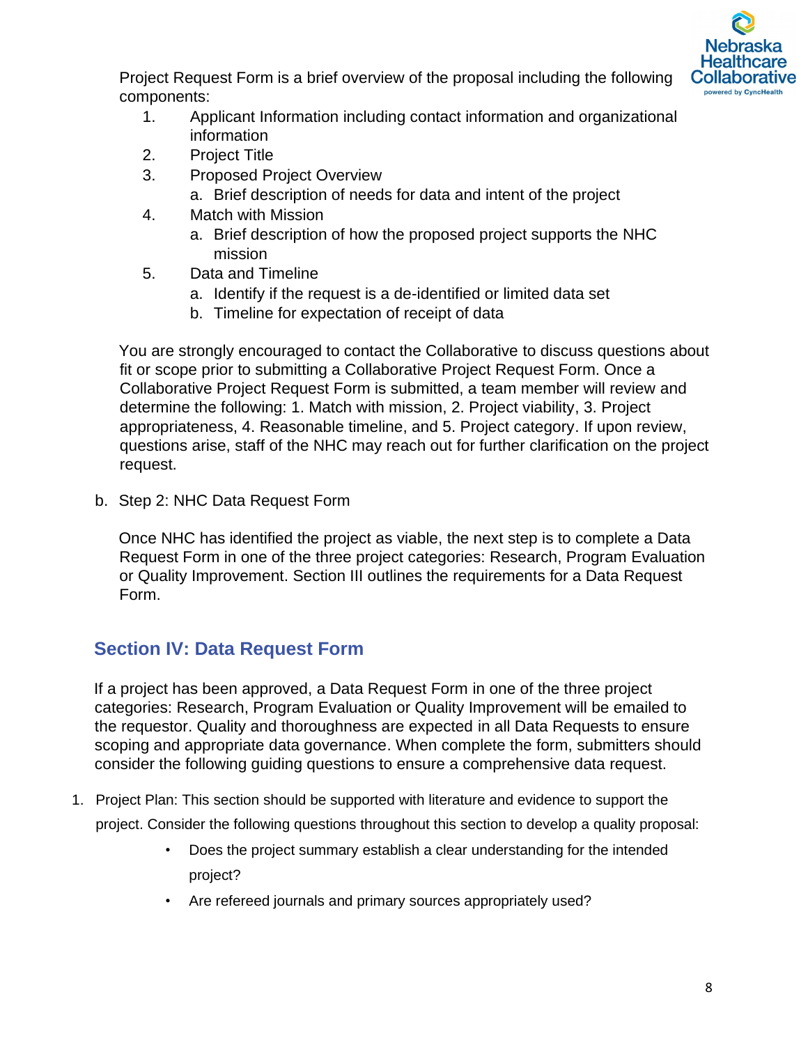Project Request Form is a brief overview of the proposal including the following components:

1. Applicant Information including contact information and organizational information
2. Project Title
3. Proposed Project Overview
   a. Brief description of needs for data and intent of the project
4. Match with Mission
   a. Brief description of how the proposed project supports the NHC mission
5. Data and Timeline
   a. Identify if the request is a de-identified or limited data set
   b. Timeline for expectation of receipt of data

You are strongly encouraged to contact the Collaborative to discuss questions about fit or scope prior to submitting a Collaborative Project Request Form. Once a Collaborative Project Request Form is submitted, a team member will review and determine the following: 1. Match with mission, 2. Project viability, 3. Project appropriateness, 4. Reasonable timeline, and 5. Project category. If upon review, questions arise, staff of the NHC may reach out for further clarification on the project request.

b. Step 2: NHC Data Request Form

Once NHC has identified the project as viable, the next step is to complete a Data Request Form in one of the three project categories: Research, Program Evaluation or Quality Improvement. Section III outlines the requirements for a Data Request Form.

## Section IV: Data Request Form

If a project has been approved, a Data Request Form in one of the three project categories: Research, Program Evaluation or Quality Improvement will be emailed to the requestor. Quality and thoroughness are expected in all Data Requests to ensure scoping and appropriate data governance. When complete the form, submitters should consider the following guiding questions to ensure a comprehensive data request.

1. Project Plan: This section should be supported with literature and evidence to support the project. Consider the following questions throughout this section to develop a quality proposal:
   - Does the project summary establish a clear understanding for the intended project?
   - Are refereed journals and primary sources appropriately used?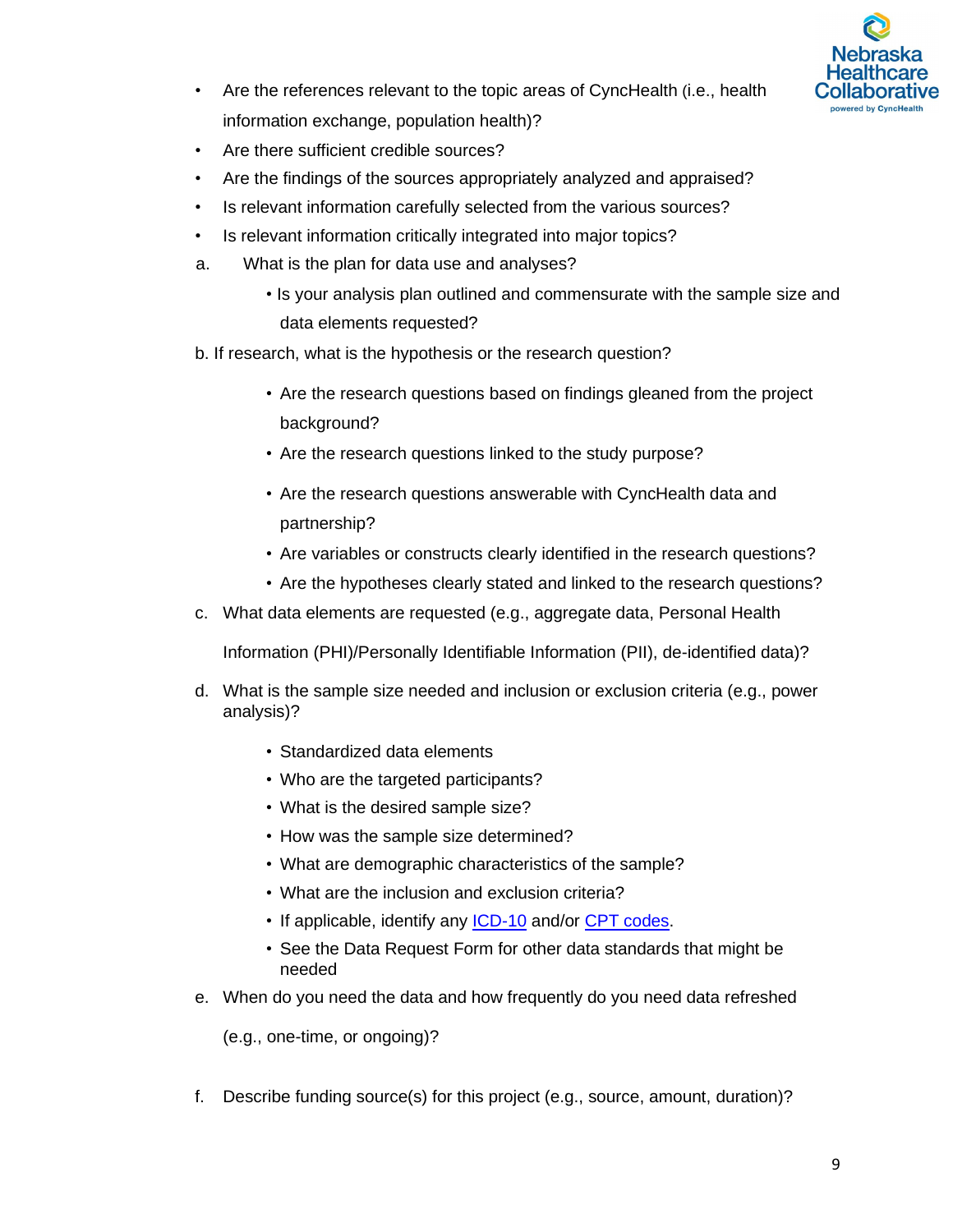- Are the references relevant to the topic areas of CyncHealth (i.e., health information exchange, population health)?
- Are there sufficient credible sources?
- Are the findings of the sources appropriately analyzed and appraised?
- Is relevant information carefully selected from the various sources?
- Is relevant information critically integrated into major topics?

a. What is the plan for data use and analyses?

  - Is your analysis plan outlined and commensurate with the sample size and data elements requested?

b. If research, what is the hypothesis or the research question?

  - Are the research questions based on findings gleaned from the project background?
  - Are the research questions linked to the study purpose?
  - Are the research questions answerable with CyncHealth data and partnership?
  - Are variables or constructs clearly identified in the research questions?
  - Are the hypotheses clearly stated and linked to the research questions?

c. What data elements are requested (e.g., aggregate data, Personal Health Information (PHI)/Personally Identifiable Information (PII), de-identified data)?

d. What is the sample size needed and inclusion or exclusion criteria (e.g., power analysis)?

  - Standardized data elements
  - Who are the targeted participants?
  - What is the desired sample size?
  - How was the sample size determined?
  - What are demographic characteristics of the sample?
  - What are the inclusion and exclusion criteria?
  - If applicable, identify any ICD-10 and/or CPT codes.
  - See the Data Request Form for other data standards that might be needed

e. When do you need the data and how frequently do you need data refreshed (e.g., one-time, or ongoing)?

f. Describe funding source(s) for this project (e.g., source, amount, duration)?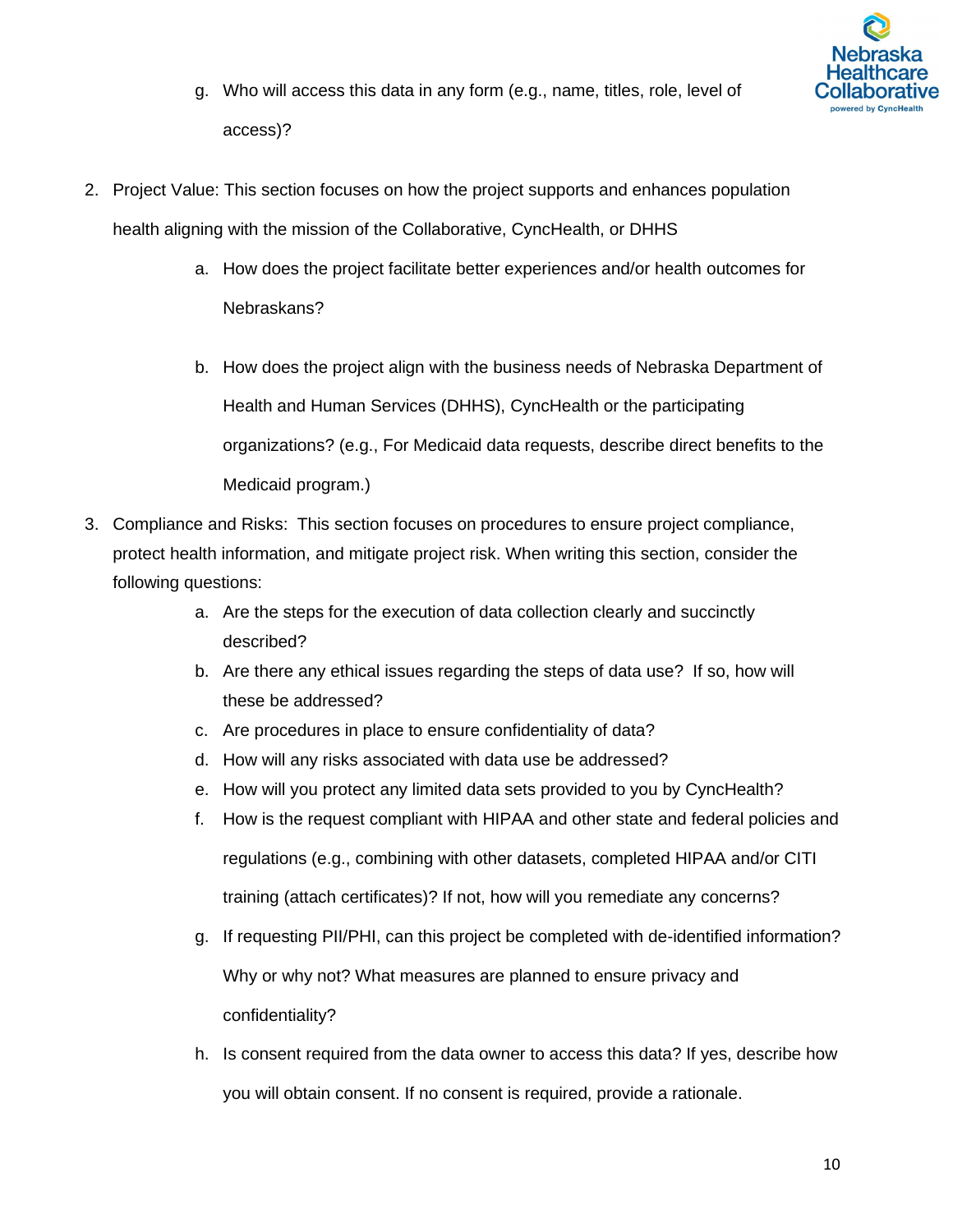g. Who will access this data in any form (e.g., name, titles, role, level of access)?

2. Project Value: This section focuses on how the project supports and enhances population health aligning with the mission of the Collaborative, CyncHealth, or DHHS
   a. How does the project facilitate better experiences and/or health outcomes for Nebraskans?
   b. How does the project align with the business needs of Nebraska Department of Health and Human Services (DHHS), CyncHealth or the participating organizations? (e.g., For Medicaid data requests, describe direct benefits to the Medicaid program.)

3. Compliance and Risks: This section focuses on procedures to ensure project compliance, protect health information, and mitigate project risk. When writing this section, consider the following questions:
   a. Are the steps for the execution of data collection clearly and succinctly described?
   b. Are there any ethical issues regarding the steps of data use? If so, how will these be addressed?
   c. Are procedures in place to ensure confidentiality of data?
   d. How will any risks associated with data use be addressed?
   e. How will you protect any limited data sets provided to you by CyncHealth?
   f. How is the request compliant with HIPAA and other state and federal policies and regulations (e.g., combining with other datasets, completed HIPAA and/or CITI training (attach certificates)? If not, how will you remediate any concerns?
   g. If requesting PII/PHI, can this project be completed with de-identified information? Why or why not? What measures are planned to ensure privacy and confidentiality?
   h. Is consent required from the data owner to access this data? If yes, describe how you will obtain consent. If no consent is required, provide a rationale.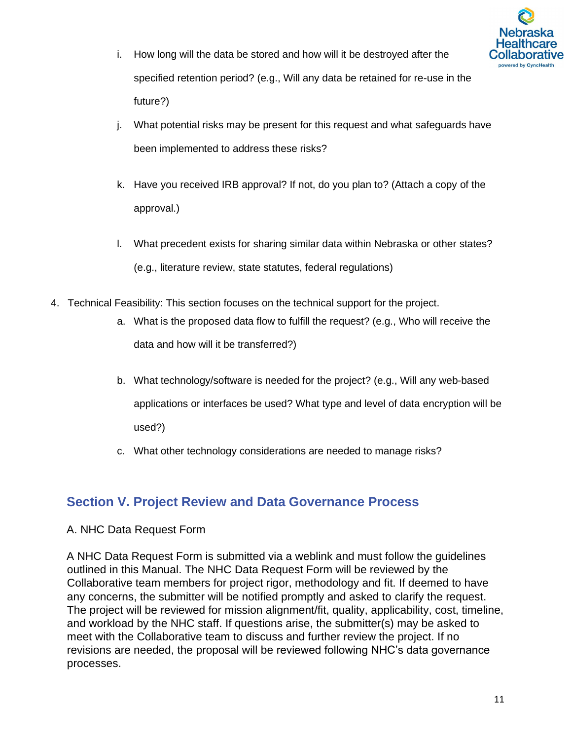i. How long will the data be stored and how will it be destroyed after the specified retention period? (e.g., Will any data be retained for re-use in the future?)

j. What potential risks may be present for this request and what safeguards have been implemented to address these risks?

k. Have you received IRB approval? If not, do you plan to? (Attach a copy of the approval.)

l. What precedent exists for sharing similar data within Nebraska or other states? (e.g., literature review, state statutes, federal regulations)

4. Technical Feasibility: This section focuses on the technical support for the project.

   a. What is the proposed data flow to fulfill the request? (e.g., Who will receive the data and how will it be transferred?)

   b. What technology/software is needed for the project? (e.g., Will any web-based applications or interfaces be used? What type and level of data encryption will be used?)

   c. What other technology considerations are needed to manage risks?

## Section V. Project Review and Data Governance Process

A. NHC Data Request Form

A NHC Data Request Form is submitted via a weblink and must follow the guidelines outlined in this Manual. The NHC Data Request Form will be reviewed by the Collaborative team members for project rigor, methodology and fit. If deemed to have any concerns, the submitter will be notified promptly and asked to clarify the request. The project will be reviewed for mission alignment/fit, quality, applicability, cost, timeline, and workload by the NHC staff. If questions arise, the submitter(s) may be asked to meet with the Collaborative team to discuss and further review the project. If no revisions are needed, the proposal will be reviewed following NHC's data governance processes.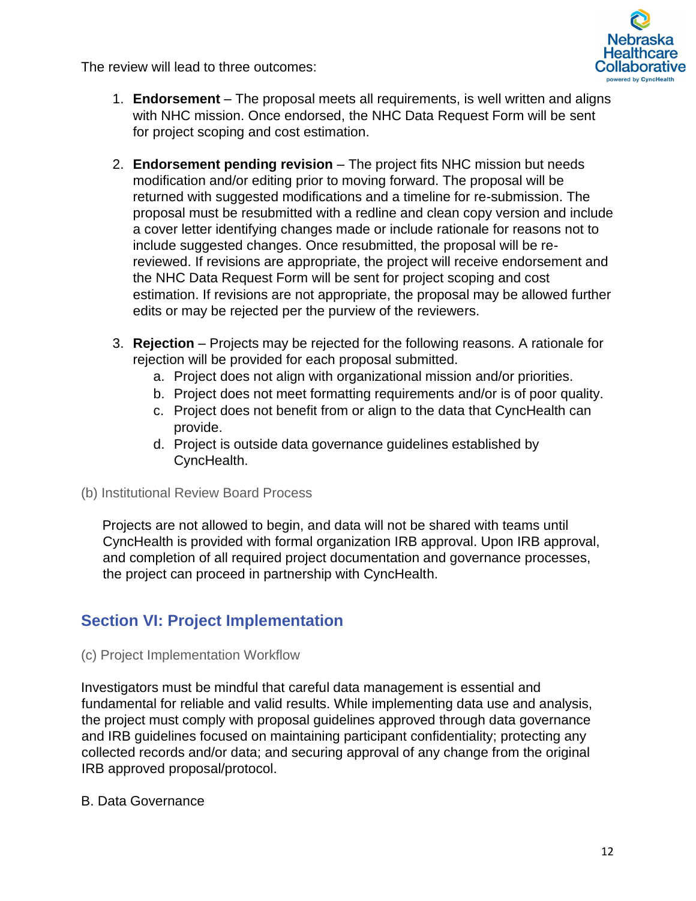The review will lead to three outcomes:

1. **Endorsement** – The proposal meets all requirements, is well written and aligns with NHC mission. Once endorsed, the NHC Data Request Form will be sent for project scoping and cost estimation.

2. **Endorsement pending revision** – The project fits NHC mission but needs modification and/or editing prior to moving forward. The proposal will be returned with suggested modifications and a timeline for re-submission. The proposal must be resubmitted with a redline and clean copy version and include a cover letter identifying changes made or include rationale for reasons not to include suggested changes. Once resubmitted, the proposal will be re-reviewed. If revisions are appropriate, the project will receive endorsement and the NHC Data Request Form will be sent for project scoping and cost estimation. If revisions are not appropriate, the proposal may be allowed further edits or may be rejected per the purview of the reviewers.

3. **Rejection** – Projects may be rejected for the following reasons. A rationale for rejection will be provided for each proposal submitted.
   a. Project does not align with organizational mission and/or priorities.
   b. Project does not meet formatting requirements and/or is of poor quality.
   c. Project does not benefit from or align to the data that CyncHealth can provide.
   d. Project is outside data governance guidelines established by CyncHealth.

### (b) Institutional Review Board Process

Projects are not allowed to begin, and data will not be shared with teams until CyncHealth is provided with formal organization IRB approval. Upon IRB approval, and completion of all required project documentation and governance processes, the project can proceed in partnership with CyncHealth.

## Section VI: Project Implementation

### (c) Project Implementation Workflow

Investigators must be mindful that careful data management is essential and fundamental for reliable and valid results. While implementing data use and analysis, the project must comply with proposal guidelines approved through data governance and IRB guidelines focused on maintaining participant confidentiality; protecting any collected records and/or data; and securing approval of any change from the original IRB approved proposal/protocol.

B. Data Governance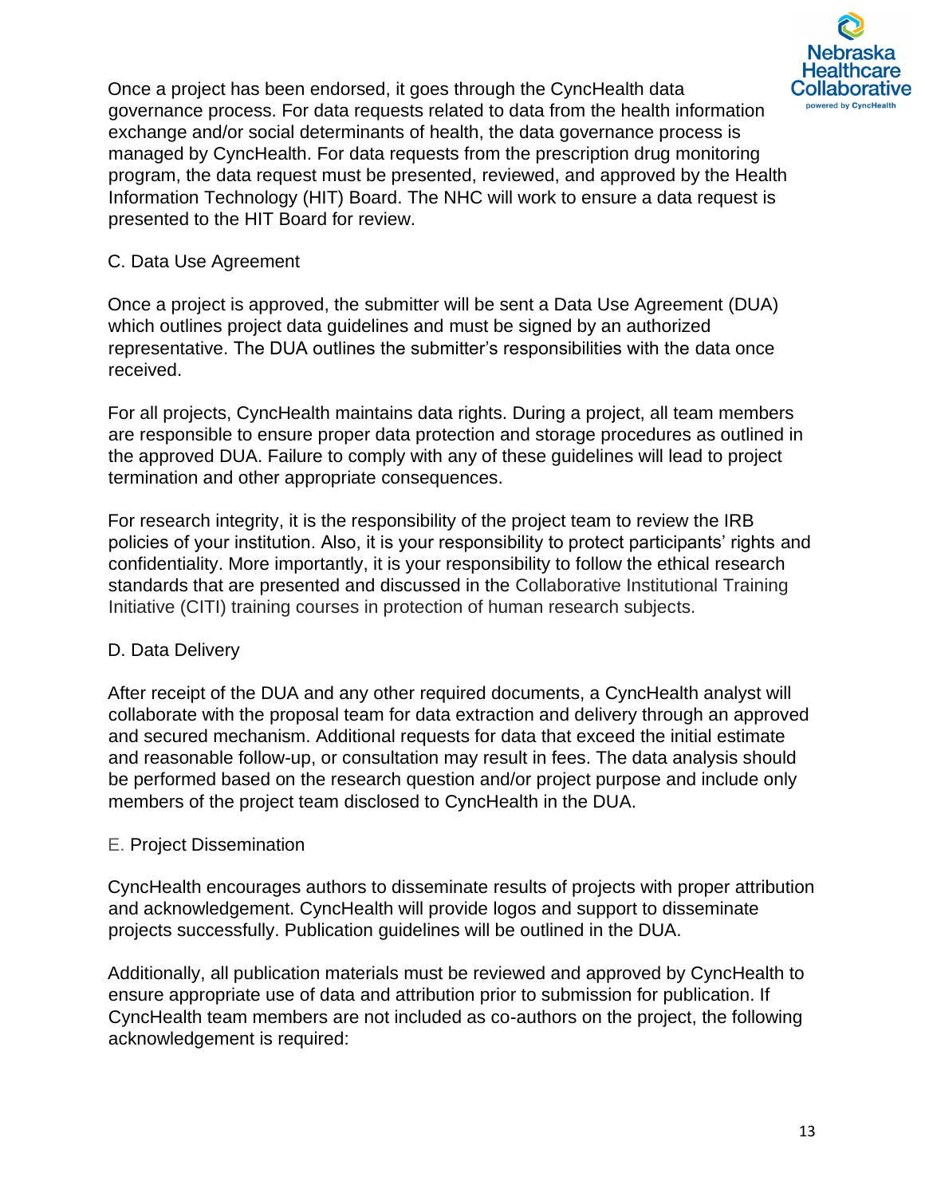Once a project has been endorsed, it goes through the CyncHealth data governance process. For data requests related to data from the health information exchange and/or social determinants of health, the data governance process is managed by CyncHealth. For data requests from the prescription drug monitoring program, the data request must be presented, reviewed, and approved by the Health Information Technology (HIT) Board. The NHC will work to ensure a data request is presented to the HIT Board for review.

### C. Data Use Agreement

Once a project is approved, the submitter will be sent a Data Use Agreement (DUA) which outlines project data guidelines and must be signed by an authorized representative. The DUA outlines the submitter's responsibilities with the data once received.

For all projects, CyncHealth maintains data rights. During a project, all team members are responsible to ensure proper data protection and storage procedures as outlined in the approved DUA. Failure to comply with any of these guidelines will lead to project termination and other appropriate consequences.

For research integrity, it is the responsibility of the project team to review the IRB policies of your institution. Also, it is your responsibility to protect participants' rights and confidentiality. More importantly, it is your responsibility to follow the ethical research standards that are presented and discussed in the Collaborative Institutional Training Initiative (CITI) training courses in protection of human research subjects.

### D. Data Delivery

After receipt of the DUA and any other required documents, a CyncHealth analyst will collaborate with the proposal team for data extraction and delivery through an approved and secured mechanism. Additional requests for data that exceed the initial estimate and reasonable follow-up, or consultation may result in fees. The data analysis should be performed based on the research question and/or project purpose and include only members of the project team disclosed to CyncHealth in the DUA.

### E. Project Dissemination

CyncHealth encourages authors to disseminate results of projects with proper attribution and acknowledgement. CyncHealth will provide logos and support to disseminate projects successfully. Publication guidelines will be outlined in the DUA.

Additionally, all publication materials must be reviewed and approved by CyncHealth to ensure appropriate use of data and attribution prior to submission for publication. If CyncHealth team members are not included as co-authors on the project, the following acknowledgement is required: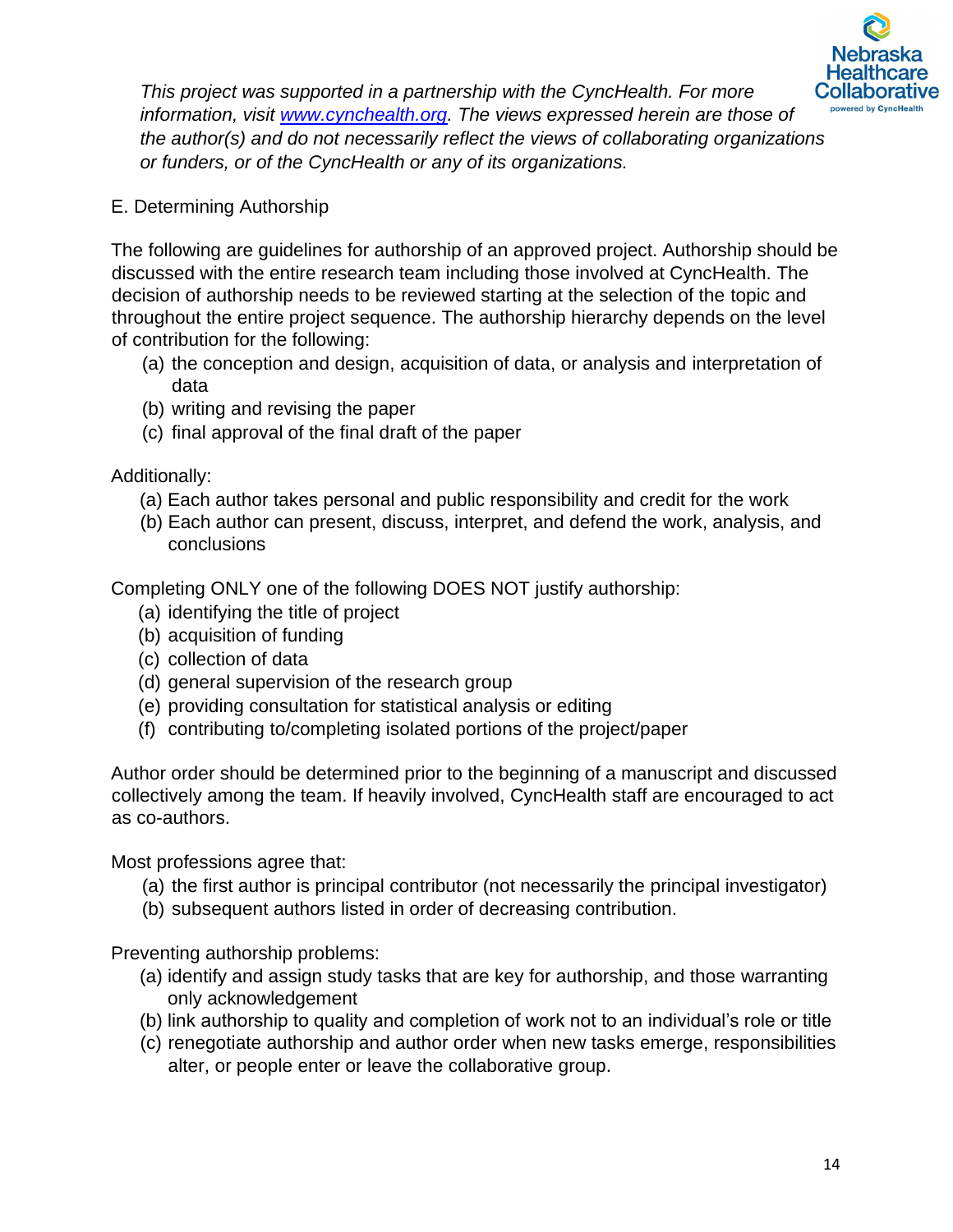*This project was supported in a partnership with the CyncHealth. For more information, visit [www.cynchealth.org](http://www.cynchealth.org). The views expressed herein are those of the author(s) and do not necessarily reflect the views of collaborating organizations or funders, or of the CyncHealth or any of its organizations.*

E. Determining Authorship

The following are guidelines for authorship of an approved project. Authorship should be discussed with the entire research team including those involved at CyncHealth. The decision of authorship needs to be reviewed starting at the selection of the topic and throughout the entire project sequence. The authorship hierarchy depends on the level of contribution for the following:

(a) the conception and design, acquisition of data, or analysis and interpretation of data
(b) writing and revising the paper
(c) final approval of the final draft of the paper

Additionally:

(a) Each author takes personal and public responsibility and credit for the work
(b) Each author can present, discuss, interpret, and defend the work, analysis, and conclusions

Completing ONLY one of the following DOES NOT justify authorship:

(a) identifying the title of project
(b) acquisition of funding
(c) collection of data
(d) general supervision of the research group
(e) providing consultation for statistical analysis or editing
(f) contributing to/completing isolated portions of the project/paper

Author order should be determined prior to the beginning of a manuscript and discussed collectively among the team. If heavily involved, CyncHealth staff are encouraged to act as co-authors.

Most professions agree that:

(a) the first author is principal contributor (not necessarily the principal investigator)
(b) subsequent authors listed in order of decreasing contribution.

Preventing authorship problems:

(a) identify and assign study tasks that are key for authorship, and those warranting only acknowledgement
(b) link authorship to quality and completion of work not to an individual's role or title
(c) renegotiate authorship and author order when new tasks emerge, responsibilities alter, or people enter or leave the collaborative group.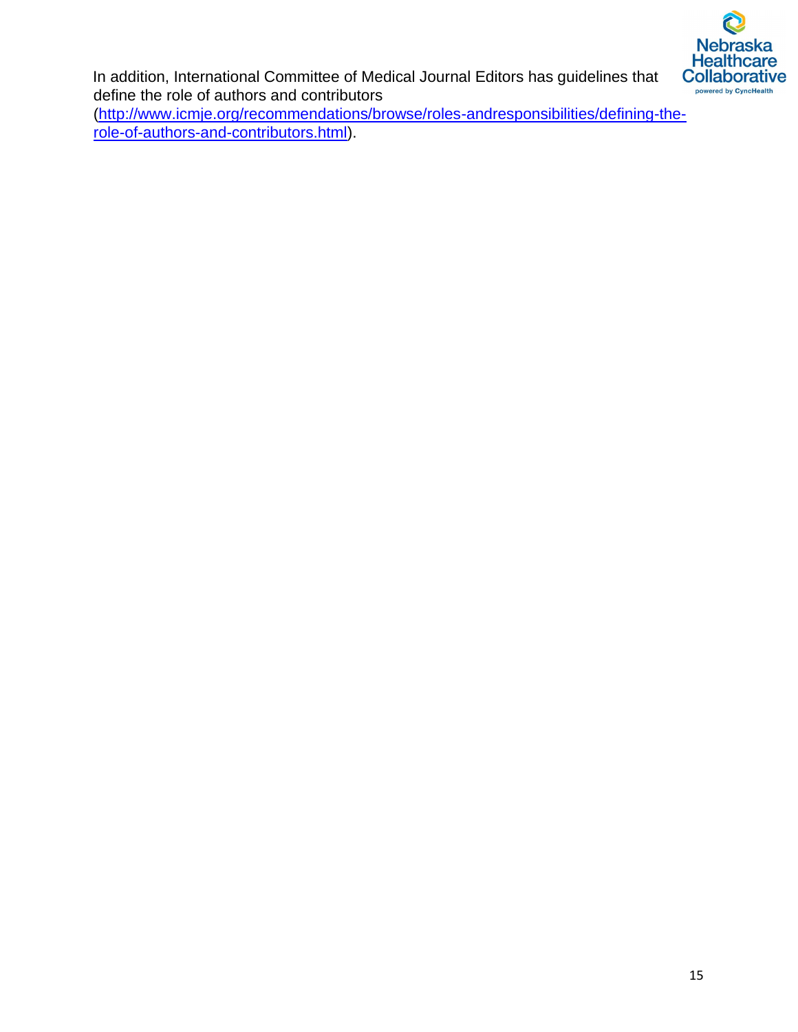In addition, International Committee of Medical Journal Editors has guidelines that define the role of authors and contributors (http://www.icmje.org/recommendations/browse/roles-andresponsibilities/defining-the-role-of-authors-and-contributors.html).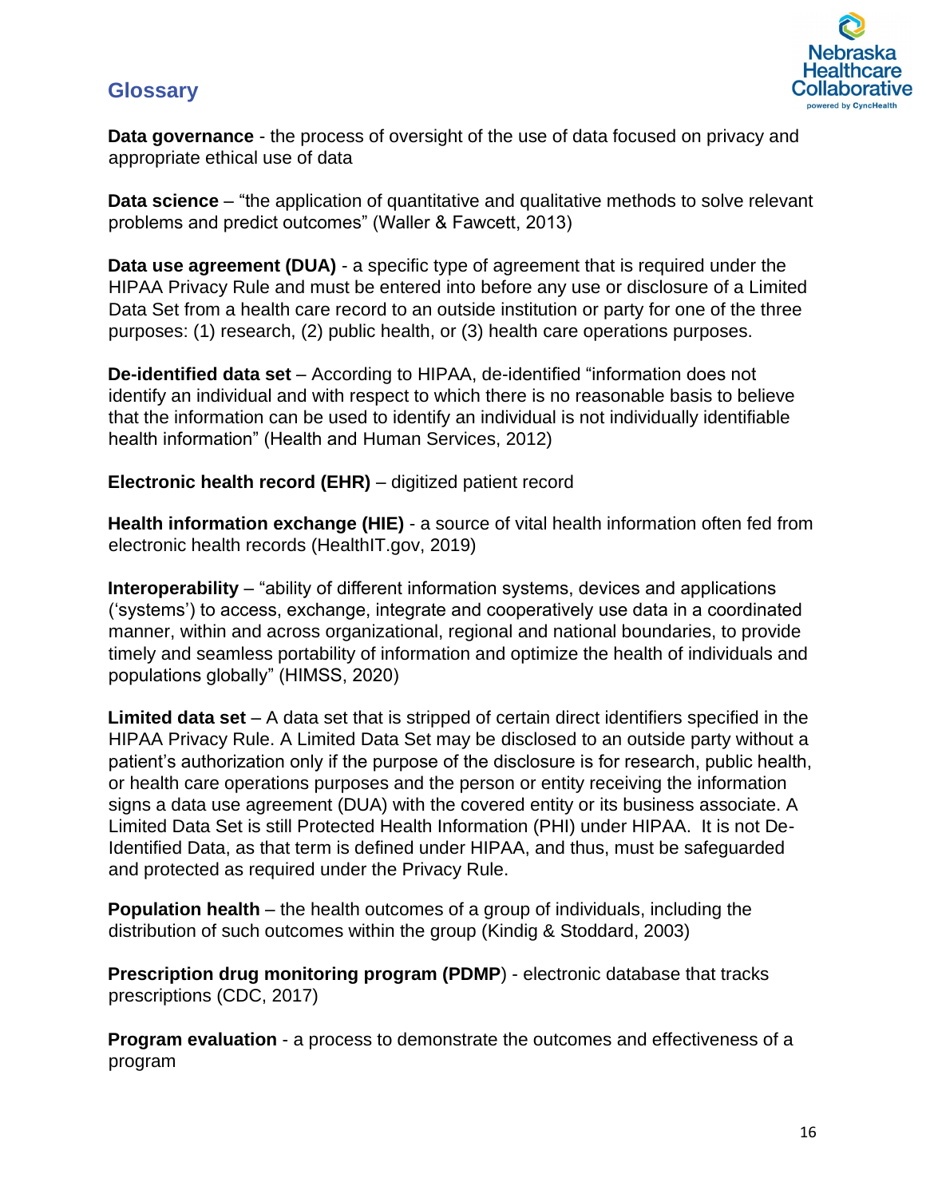## Glossary

**Data governance** - the process of oversight of the use of data focused on privacy and appropriate ethical use of data

**Data science** – "the application of quantitative and qualitative methods to solve relevant problems and predict outcomes" (Waller & Fawcett, 2013)

**Data use agreement (DUA)** - a specific type of agreement that is required under the HIPAA Privacy Rule and must be entered into before any use or disclosure of a Limited Data Set from a health care record to an outside institution or party for one of the three purposes: (1) research, (2) public health, or (3) health care operations purposes.

**De-identified data set** – According to HIPAA, de-identified "information does not identify an individual and with respect to which there is no reasonable basis to believe that the information can be used to identify an individual is not individually identifiable health information" (Health and Human Services, 2012)

**Electronic health record (EHR)** – digitized patient record

**Health information exchange (HIE)** - a source of vital health information often fed from electronic health records (HealthIT.gov, 2019)

**Interoperability** – "ability of different information systems, devices and applications ('systems') to access, exchange, integrate and cooperatively use data in a coordinated manner, within and across organizational, regional and national boundaries, to provide timely and seamless portability of information and optimize the health of individuals and populations globally" (HIMSS, 2020)

**Limited data set** – A data set that is stripped of certain direct identifiers specified in the HIPAA Privacy Rule. A Limited Data Set may be disclosed to an outside party without a patient's authorization only if the purpose of the disclosure is for research, public health, or health care operations purposes and the person or entity receiving the information signs a data use agreement (DUA) with the covered entity or its business associate. A Limited Data Set is still Protected Health Information (PHI) under HIPAA. It is not De-Identified Data, as that term is defined under HIPAA, and thus, must be safeguarded and protected as required under the Privacy Rule.

**Population health** – the health outcomes of a group of individuals, including the distribution of such outcomes within the group (Kindig & Stoddard, 2003)

**Prescription drug monitoring program (PDMP**) - electronic database that tracks prescriptions (CDC, 2017)

**Program evaluation** - a process to demonstrate the outcomes and effectiveness of a program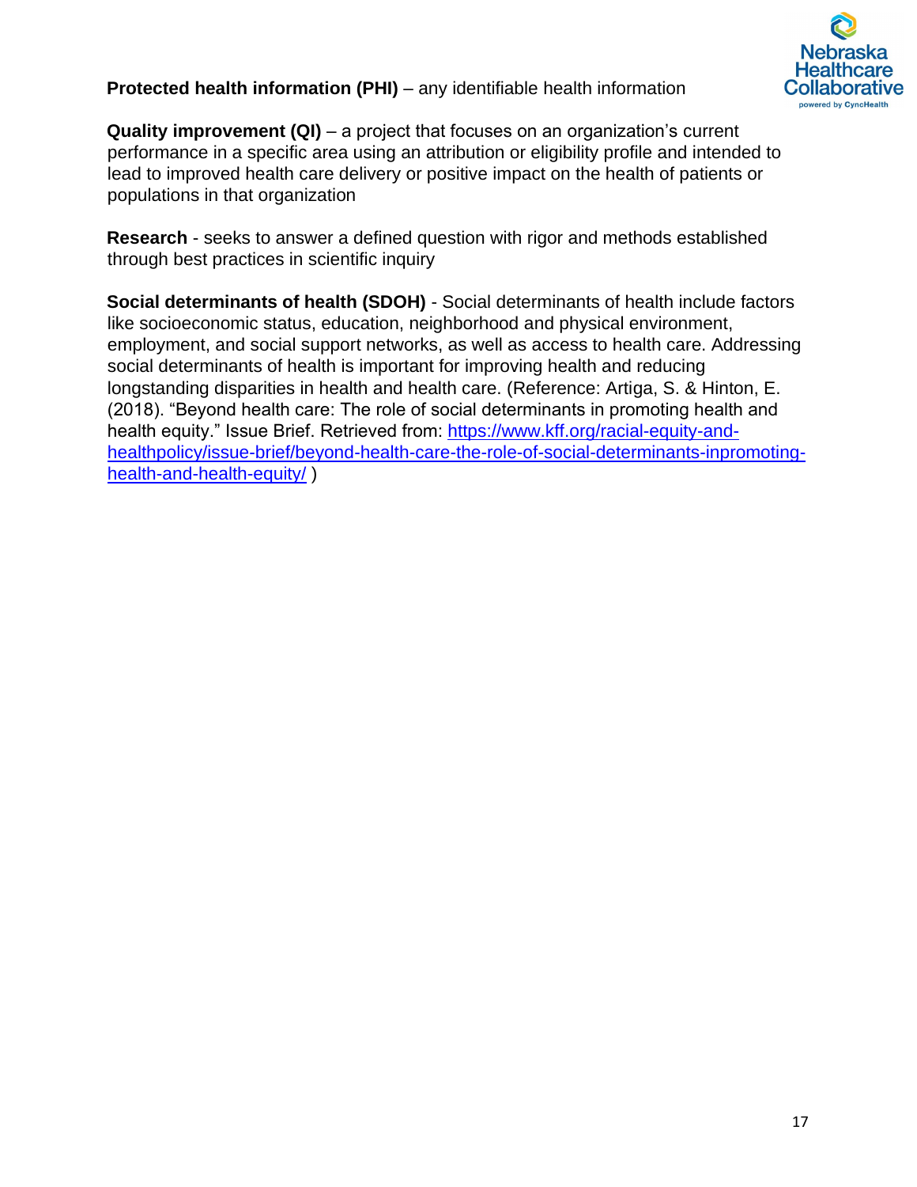**Protected health information (PHI)** – any identifiable health information

**Quality improvement (QI)** – a project that focuses on an organization's current performance in a specific area using an attribution or eligibility profile and intended to lead to improved health care delivery or positive impact on the health of patients or populations in that organization

**Research** - seeks to answer a defined question with rigor and methods established through best practices in scientific inquiry

**Social determinants of health (SDOH)** - Social determinants of health include factors like socioeconomic status, education, neighborhood and physical environment, employment, and social support networks, as well as access to health care. Addressing social determinants of health is important for improving health and reducing longstanding disparities in health and health care. (Reference: Artiga, S. & Hinton, E. (2018). "Beyond health care: The role of social determinants in promoting health and health equity." Issue Brief. Retrieved from: [https://www.kff.org/racial-equity-and-healthpolicy/issue-brief/beyond-health-care-the-role-of-social-determinants-inpromoting-health-and-health-equity/](https://www.kff.org/racial-equity-and-healthpolicy/issue-brief/beyond-health-care-the-role-of-social-determinants-inpromoting-health-and-health-equity/) )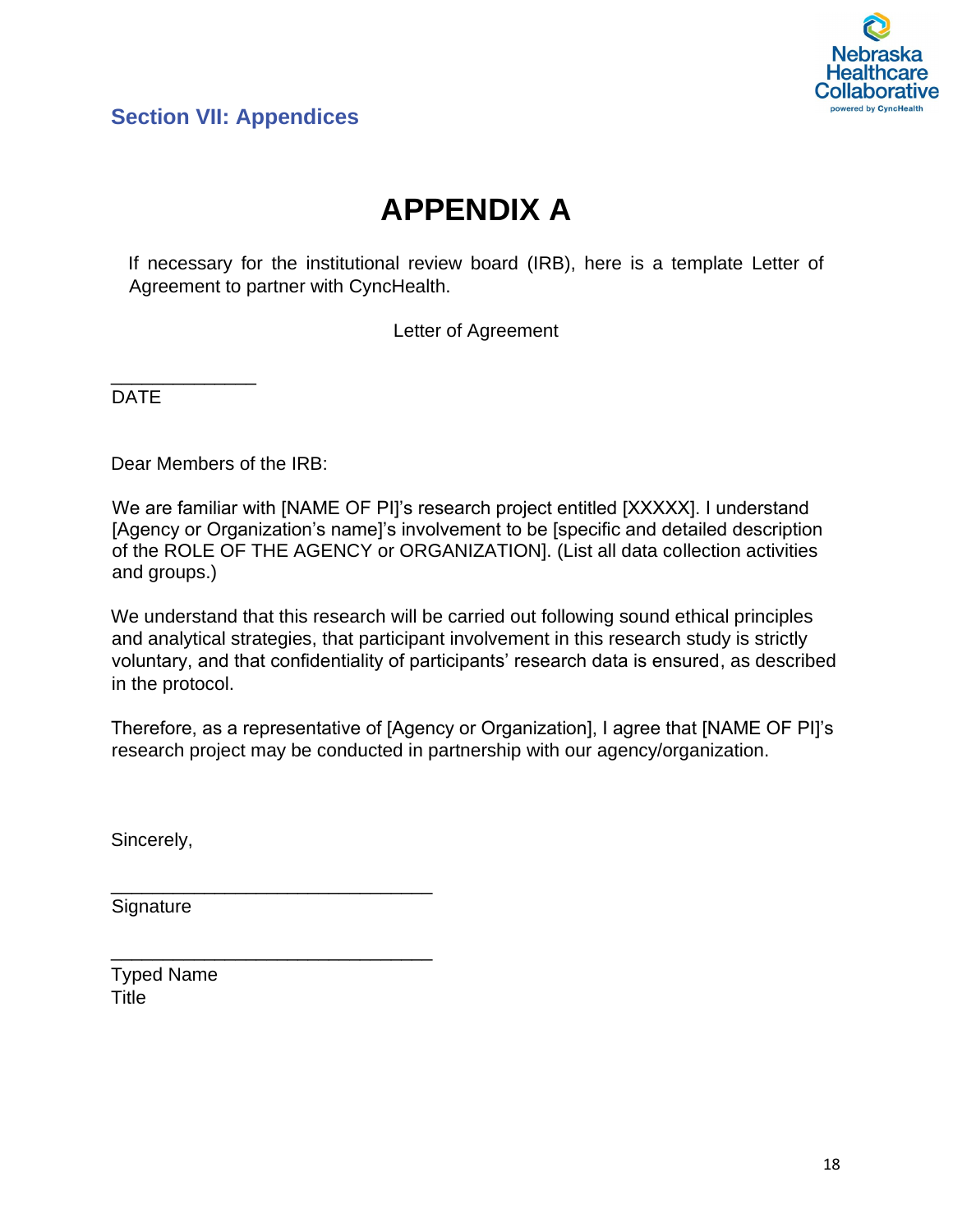## Section VII: Appendices

# APPENDIX A

If necessary for the institutional review board (IRB), here is a template Letter of Agreement to partner with CyncHealth.

Letter of Agreement

______________
DATE

Dear Members of the IRB:

We are familiar with [NAME OF PI]'s research project entitled [XXXXX]. I understand [Agency or Organization's name]'s involvement to be [specific and detailed description of the ROLE OF THE AGENCY or ORGANIZATION]. (List all data collection activities and groups.)

We understand that this research will be carried out following sound ethical principles and analytical strategies, that participant involvement in this research study is strictly voluntary, and that confidentiality of participants' research data is ensured, as described in the protocol.

Therefore, as a representative of [Agency or Organization], I agree that [NAME OF PI]'s research project may be conducted in partnership with our agency/organization.

Sincerely,

________________________________
Signature

________________________________
Typed Name
Title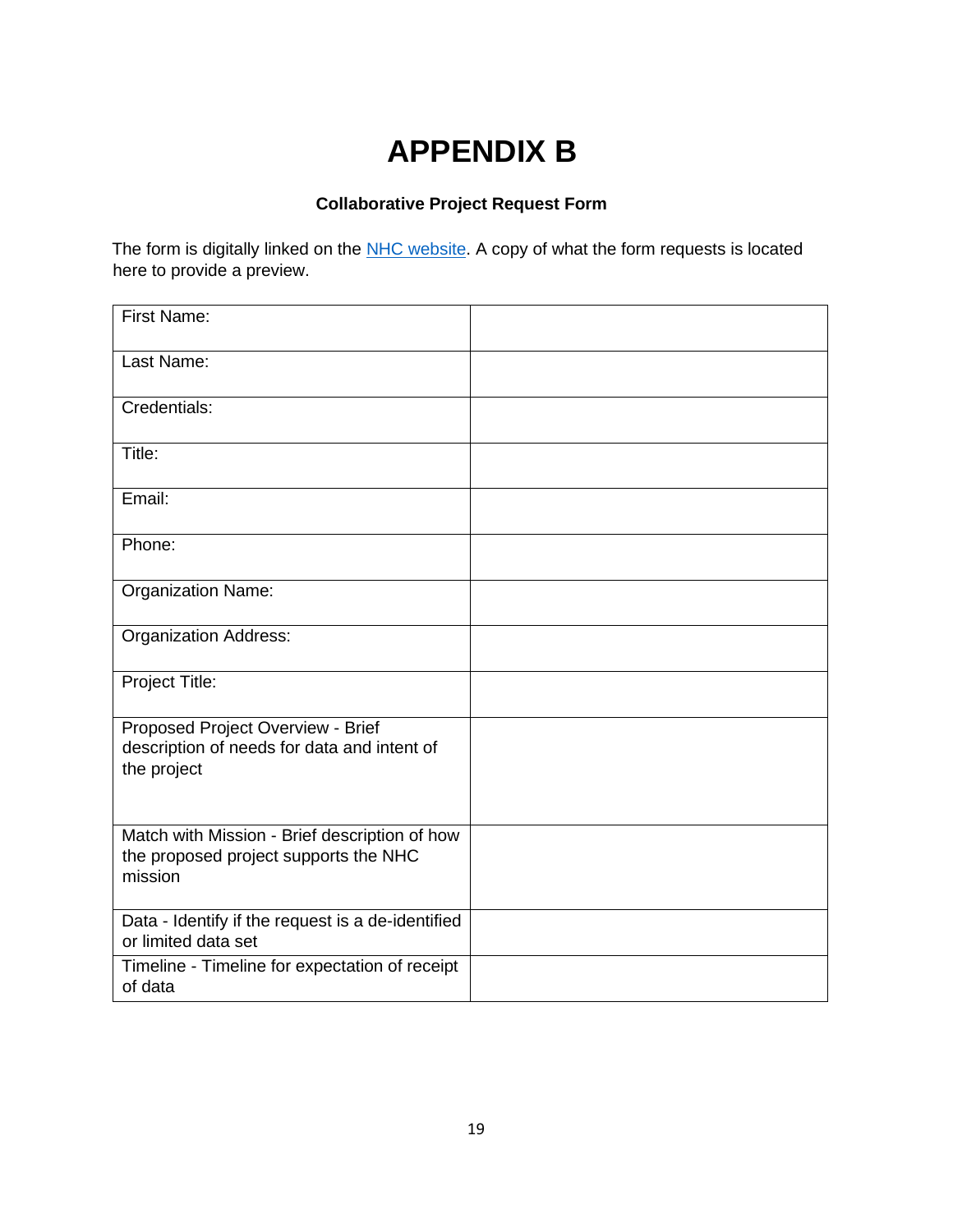# APPENDIX B

**Collaborative Project Request Form**

The form is digitally linked on the NHC website. A copy of what the form requests is located here to provide a preview.

| | |
|---|---|
| First Name: | |
| Last Name: | |
| Credentials: | |
| Title: | |
| Email: | |
| Phone: | |
| Organization Name: | |
| Organization Address: | |
| Project Title: | |
| Proposed Project Overview - Brief description of needs for data and intent of the project | |
| Match with Mission - Brief description of how the proposed project supports the NHC mission | |
| Data - Identify if the request is a de-identified or limited data set | |
| Timeline - Timeline for expectation of receipt of data | |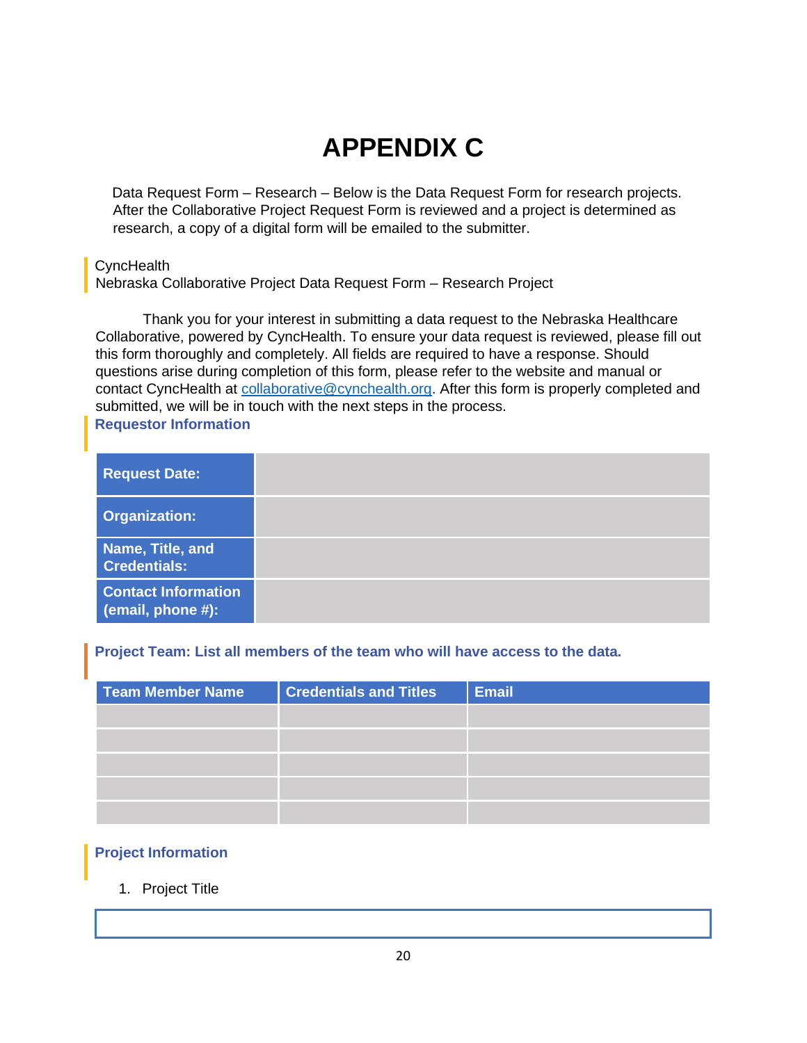# APPENDIX C

Data Request Form – Research – Below is the Data Request Form for research projects. After the Collaborative Project Request Form is reviewed and a project is determined as research, a copy of a digital form will be emailed to the submitter.

CyncHealth
Nebraska Collaborative Project Data Request Form – Research Project

Thank you for your interest in submitting a data request to the Nebraska Healthcare Collaborative, powered by CyncHealth. To ensure your data request is reviewed, please fill out this form thoroughly and completely. All fields are required to have a response. Should questions arise during completion of this form, please refer to the website and manual or contact CyncHealth at collaborative@cynchealth.org. After this form is properly completed and submitted, we will be in touch with the next steps in the process.

## Requestor Information

| | |
|---|---|
| **Request Date:** | |
| **Organization:** | |
| **Name, Title, and Credentials:** | |
| **Contact Information (email, phone #):** | |

## Project Team: List all members of the team who will have access to the data.

| Team Member Name | Credentials and Titles | Email |
|---|---|---|
| | | |
| | | |
| | | |
| | | |
| | | |

## Project Information

1. Project Title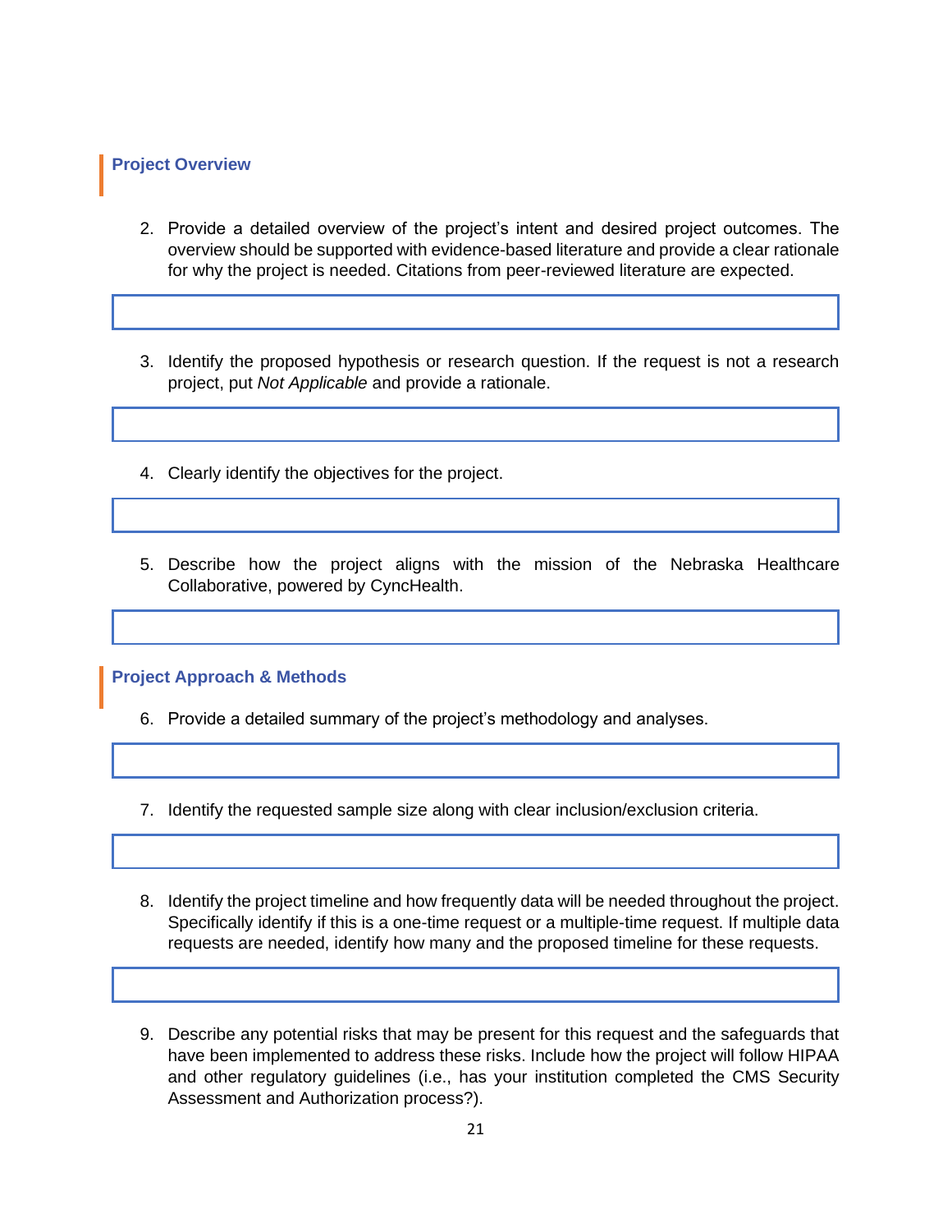## Project Overview

2. Provide a detailed overview of the project's intent and desired project outcomes. The overview should be supported with evidence-based literature and provide a clear rationale for why the project is needed. Citations from peer-reviewed literature are expected.

3. Identify the proposed hypothesis or research question. If the request is not a research project, put *Not Applicable* and provide a rationale.

4. Clearly identify the objectives for the project.

5. Describe how the project aligns with the mission of the Nebraska Healthcare Collaborative, powered by CyncHealth.

## Project Approach & Methods

6. Provide a detailed summary of the project's methodology and analyses.

7. Identify the requested sample size along with clear inclusion/exclusion criteria.

8. Identify the project timeline and how frequently data will be needed throughout the project. Specifically identify if this is a one-time request or a multiple-time request. If multiple data requests are needed, identify how many and the proposed timeline for these requests.

9. Describe any potential risks that may be present for this request and the safeguards that have been implemented to address these risks. Include how the project will follow HIPAA and other regulatory guidelines (i.e., has your institution completed the CMS Security Assessment and Authorization process?).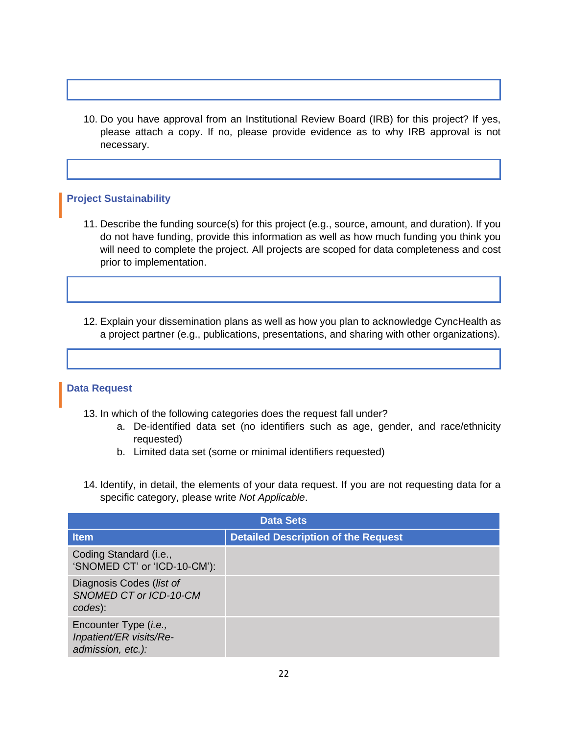10. Do you have approval from an Institutional Review Board (IRB) for this project? If yes, please attach a copy. If no, please provide evidence as to why IRB approval is not necessary.

### Project Sustainability

11. Describe the funding source(s) for this project (e.g., source, amount, and duration). If you do not have funding, provide this information as well as how much funding you think you will need to complete the project. All projects are scoped for data completeness and cost prior to implementation.

12. Explain your dissemination plans as well as how you plan to acknowledge CyncHealth as a project partner (e.g., publications, presentations, and sharing with other organizations).

### Data Request

13. In which of the following categories does the request fall under?
    a. De-identified data set (no identifiers such as age, gender, and race/ethnicity requested)
    b. Limited data set (some or minimal identifiers requested)

14. Identify, in detail, the elements of your data request. If you are not requesting data for a specific category, please write *Not Applicable*.

| Data Sets | |
|---|---|
| **Item** | **Detailed Description of the Request** |
| Coding Standard (i.e., 'SNOMED CT' or 'ICD-10-CM'): | |
| Diagnosis Codes (*list of SNOMED CT or ICD-10-CM codes*): | |
| Encounter Type (*i.e., Inpatient/ER visits/Re-admission, etc.):* | |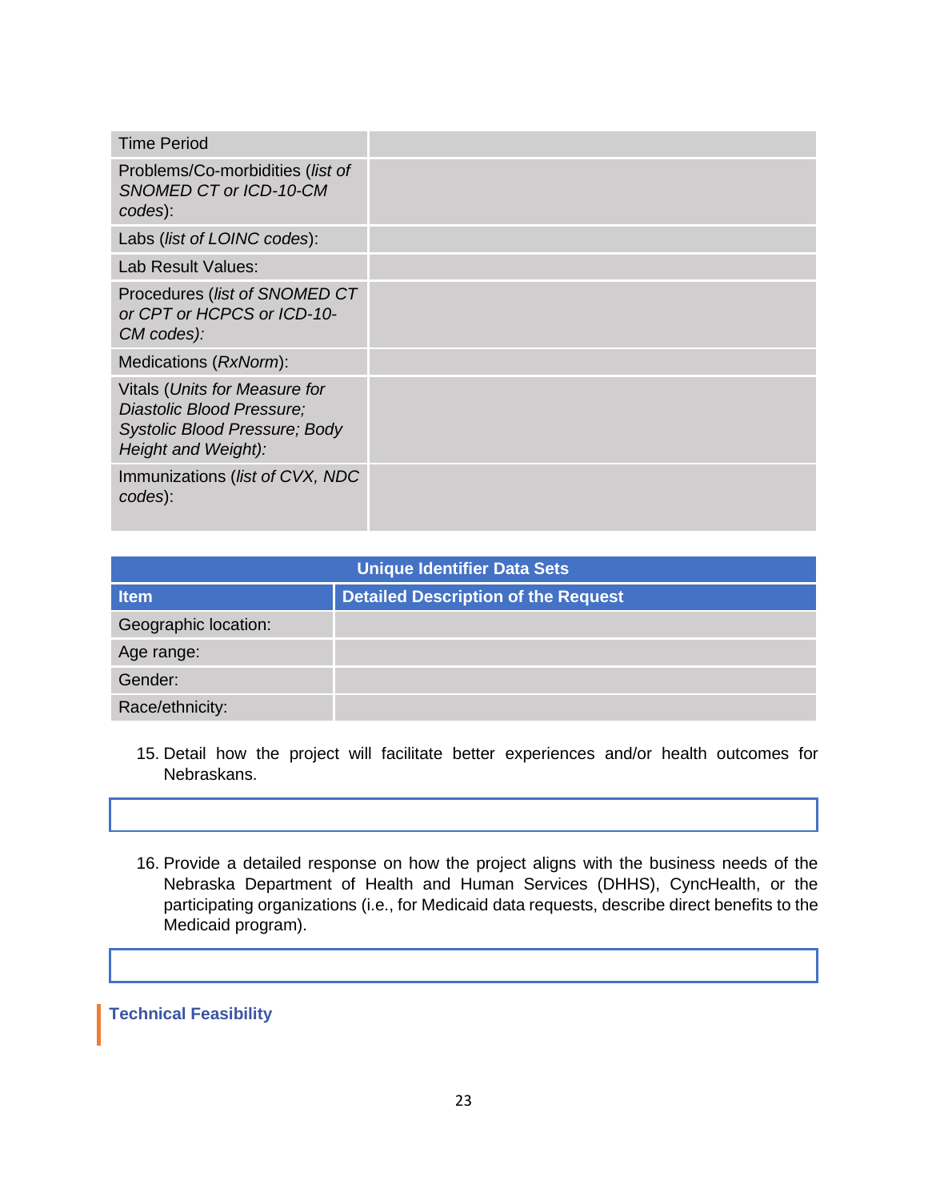| | |
|---|---|
| Time Period | |
| Problems/Co-morbidities (*list of SNOMED CT or ICD-10-CM codes*): | |
| Labs (*list of LOINC codes*): | |
| Lab Result Values: | |
| Procedures (*list of SNOMED CT or CPT or HCPCS or ICD-10-CM codes):* | |
| Medications (*RxNorm*): | |
| Vitals (*Units for Measure for Diastolic Blood Pressure; Systolic Blood Pressure; Body Height and Weight):* | |
| Immunizations (*list of CVX, NDC codes*): | |

| **Unique Identifier Data Sets** | |
|---|---|
| **Item** | **Detailed Description of the Request** |
| Geographic location: | |
| Age range: | |
| Gender: | |
| Race/ethnicity: | |

15. Detail how the project will facilitate better experiences and/or health outcomes for Nebraskans.

| |
|---|
| |

16. Provide a detailed response on how the project aligns with the business needs of the Nebraska Department of Health and Human Services (DHHS), CyncHealth, or the participating organizations (i.e., for Medicaid data requests, describe direct benefits to the Medicaid program).

| |
|---|
| |

## Technical Feasibility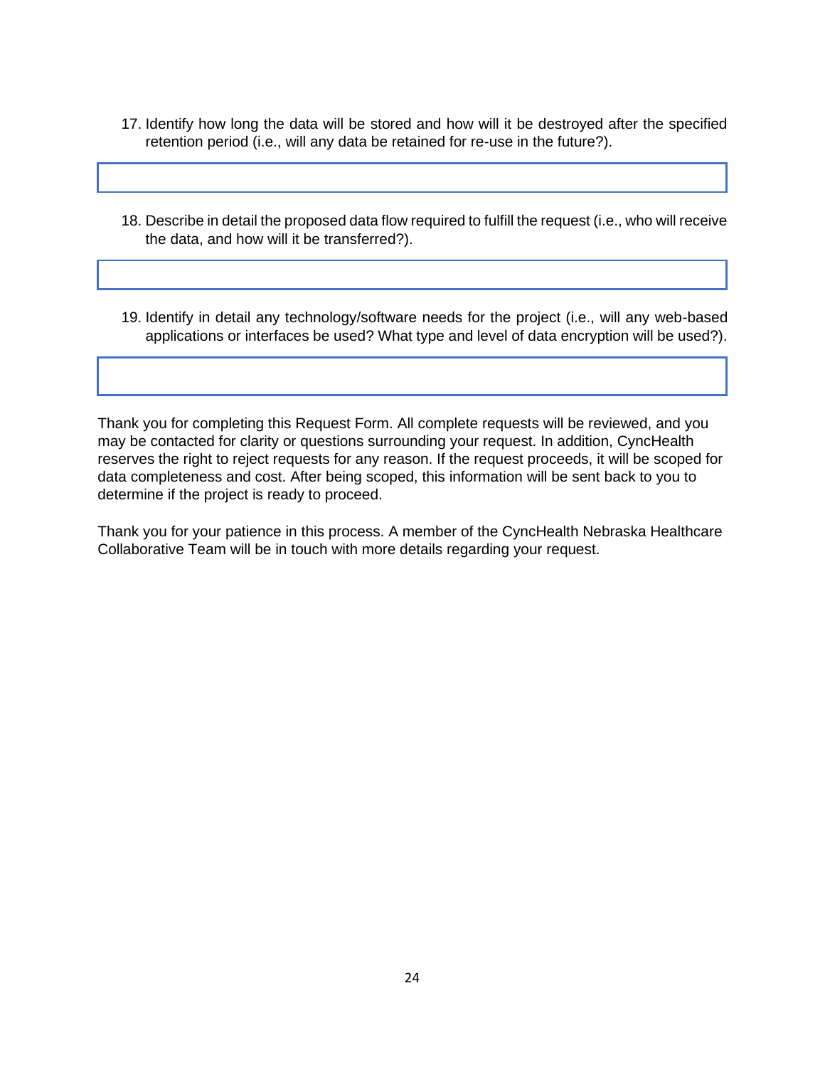17. Identify how long the data will be stored and how will it be destroyed after the specified retention period (i.e., will any data be retained for re-use in the future?).

18. Describe in detail the proposed data flow required to fulfill the request (i.e., who will receive the data, and how will it be transferred?).

19. Identify in detail any technology/software needs for the project (i.e., will any web-based applications or interfaces be used? What type and level of data encryption will be used?).

Thank you for completing this Request Form. All complete requests will be reviewed, and you may be contacted for clarity or questions surrounding your request. In addition, CyncHealth reserves the right to reject requests for any reason. If the request proceeds, it will be scoped for data completeness and cost. After being scoped, this information will be sent back to you to determine if the project is ready to proceed.

Thank you for your patience in this process. A member of the CyncHealth Nebraska Healthcare Collaborative Team will be in touch with more details regarding your request.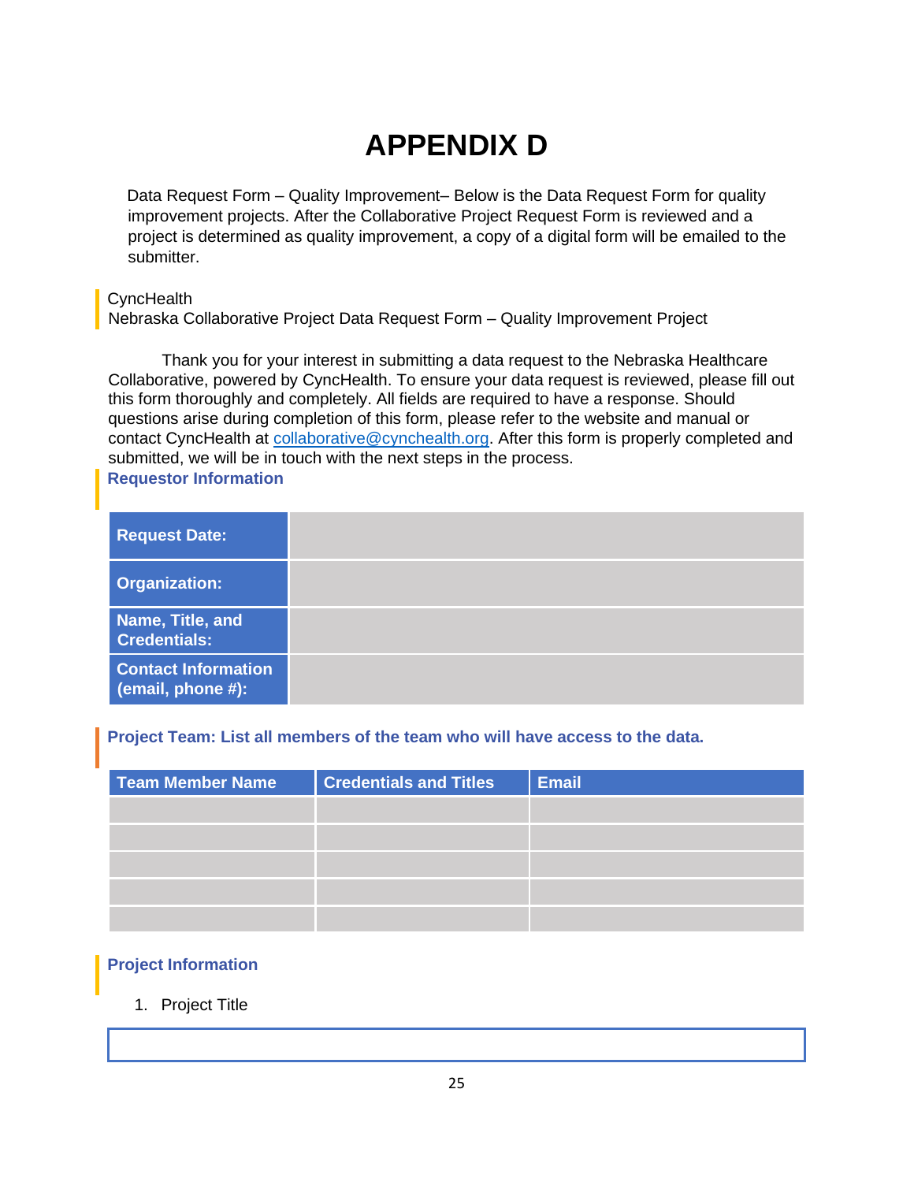# APPENDIX D

Data Request Form – Quality Improvement– Below is the Data Request Form for quality improvement projects. After the Collaborative Project Request Form is reviewed and a project is determined as quality improvement, a copy of a digital form will be emailed to the submitter.

CyncHealth
Nebraska Collaborative Project Data Request Form – Quality Improvement Project

Thank you for your interest in submitting a data request to the Nebraska Healthcare Collaborative, powered by CyncHealth. To ensure your data request is reviewed, please fill out this form thoroughly and completely. All fields are required to have a response. Should questions arise during completion of this form, please refer to the website and manual or contact CyncHealth at collaborative@cynchealth.org. After this form is properly completed and submitted, we will be in touch with the next steps in the process.

## Requestor Information

| | |
|---|---|
| **Request Date:** | |
| **Organization:** | |
| **Name, Title, and Credentials:** | |
| **Contact Information (email, phone #):** | |

## Project Team: List all members of the team who will have access to the data.

| Team Member Name | Credentials and Titles | Email |
|---|---|---|
| | | |
| | | |
| | | |
| | | |
| | | |

## Project Information

1. Project Title

| |
|---|
| |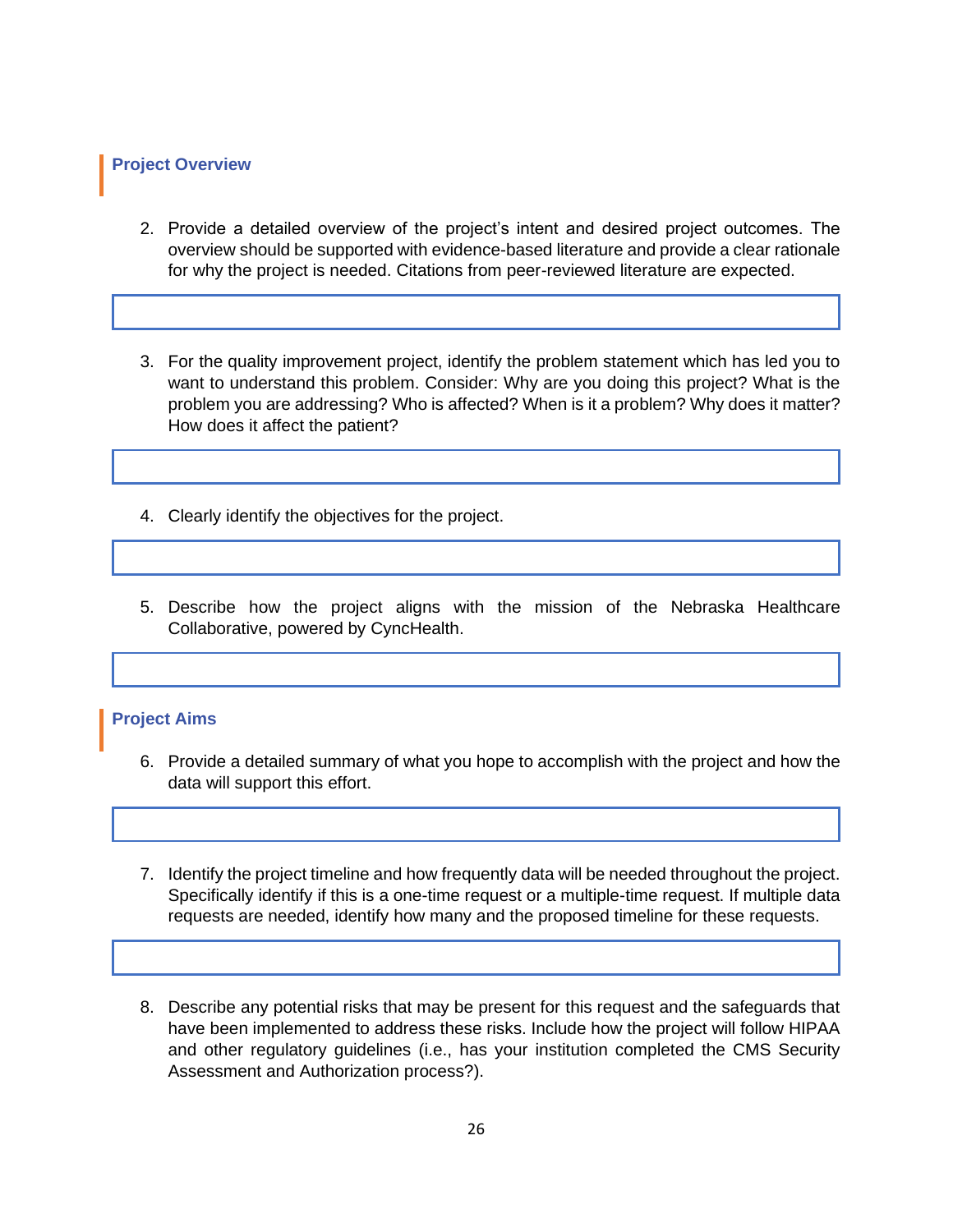## Project Overview

2. Provide a detailed overview of the project's intent and desired project outcomes. The overview should be supported with evidence-based literature and provide a clear rationale for why the project is needed. Citations from peer-reviewed literature are expected.

3. For the quality improvement project, identify the problem statement which has led you to want to understand this problem. Consider: Why are you doing this project? What is the problem you are addressing? Who is affected? When is it a problem? Why does it matter? How does it affect the patient?

4. Clearly identify the objectives for the project.

5. Describe how the project aligns with the mission of the Nebraska Healthcare Collaborative, powered by CyncHealth.

## Project Aims

6. Provide a detailed summary of what you hope to accomplish with the project and how the data will support this effort.

7. Identify the project timeline and how frequently data will be needed throughout the project. Specifically identify if this is a one-time request or a multiple-time request. If multiple data requests are needed, identify how many and the proposed timeline for these requests.

8. Describe any potential risks that may be present for this request and the safeguards that have been implemented to address these risks. Include how the project will follow HIPAA and other regulatory guidelines (i.e., has your institution completed the CMS Security Assessment and Authorization process?).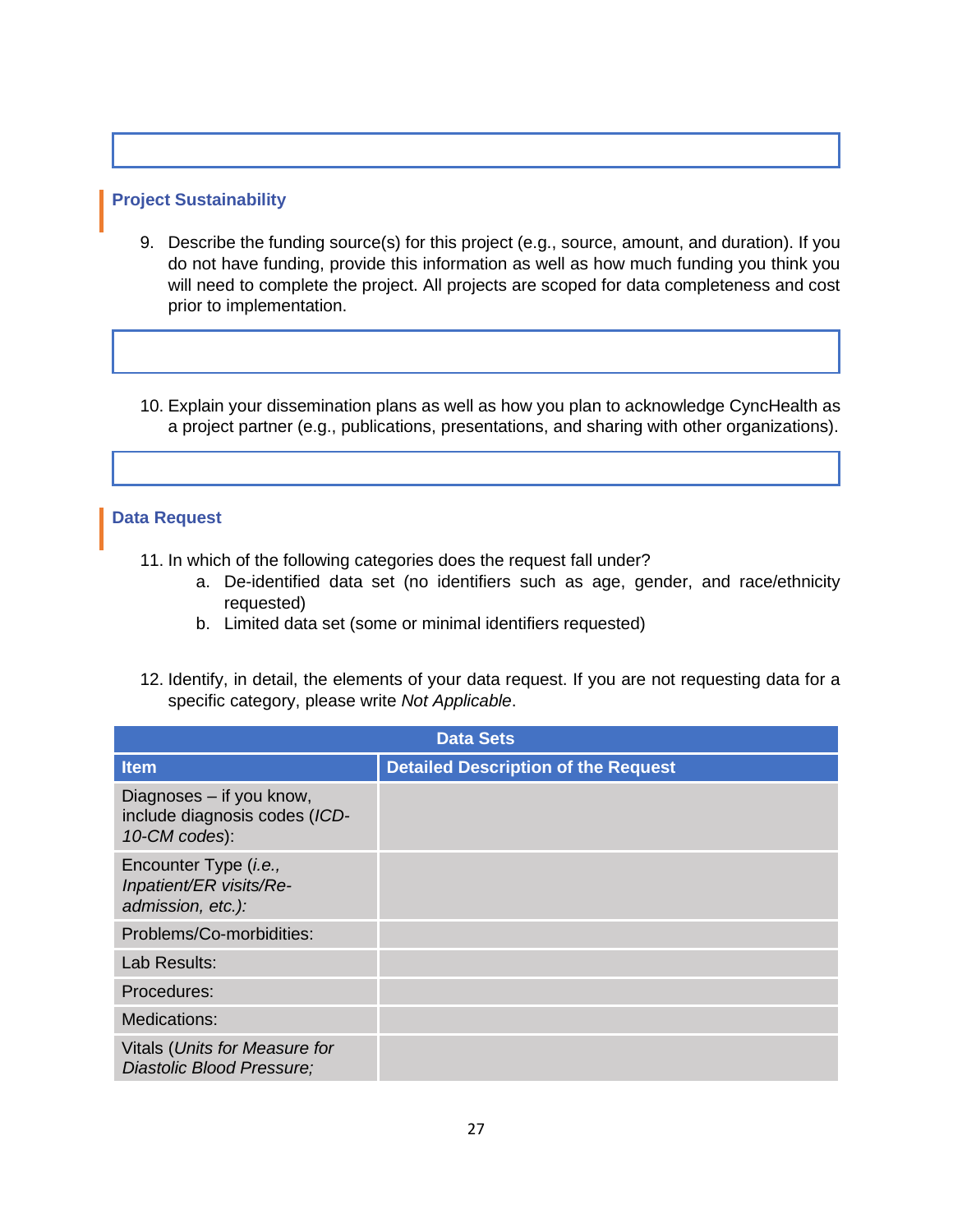## Project Sustainability

9. Describe the funding source(s) for this project (e.g., source, amount, and duration). If you do not have funding, provide this information as well as how much funding you think you will need to complete the project. All projects are scoped for data completeness and cost prior to implementation.

10. Explain your dissemination plans as well as how you plan to acknowledge CyncHealth as a project partner (e.g., publications, presentations, and sharing with other organizations).

## Data Request

11. In which of the following categories does the request fall under?
    a. De-identified data set (no identifiers such as age, gender, and race/ethnicity requested)
    b. Limited data set (some or minimal identifiers requested)

12. Identify, in detail, the elements of your data request. If you are not requesting data for a specific category, please write *Not Applicable*.

| **Data Sets** | |
|---|---|
| **Item** | **Detailed Description of the Request** |
| Diagnoses – if you know, include diagnosis codes (*ICD-10-CM codes*): | |
| Encounter Type (*i.e., Inpatient/ER visits/Re-admission, etc.):* | |
| Problems/Co-morbidities: | |
| Lab Results: | |
| Procedures: | |
| Medications: | |
| Vitals (*Units for Measure for Diastolic Blood Pressure;* | |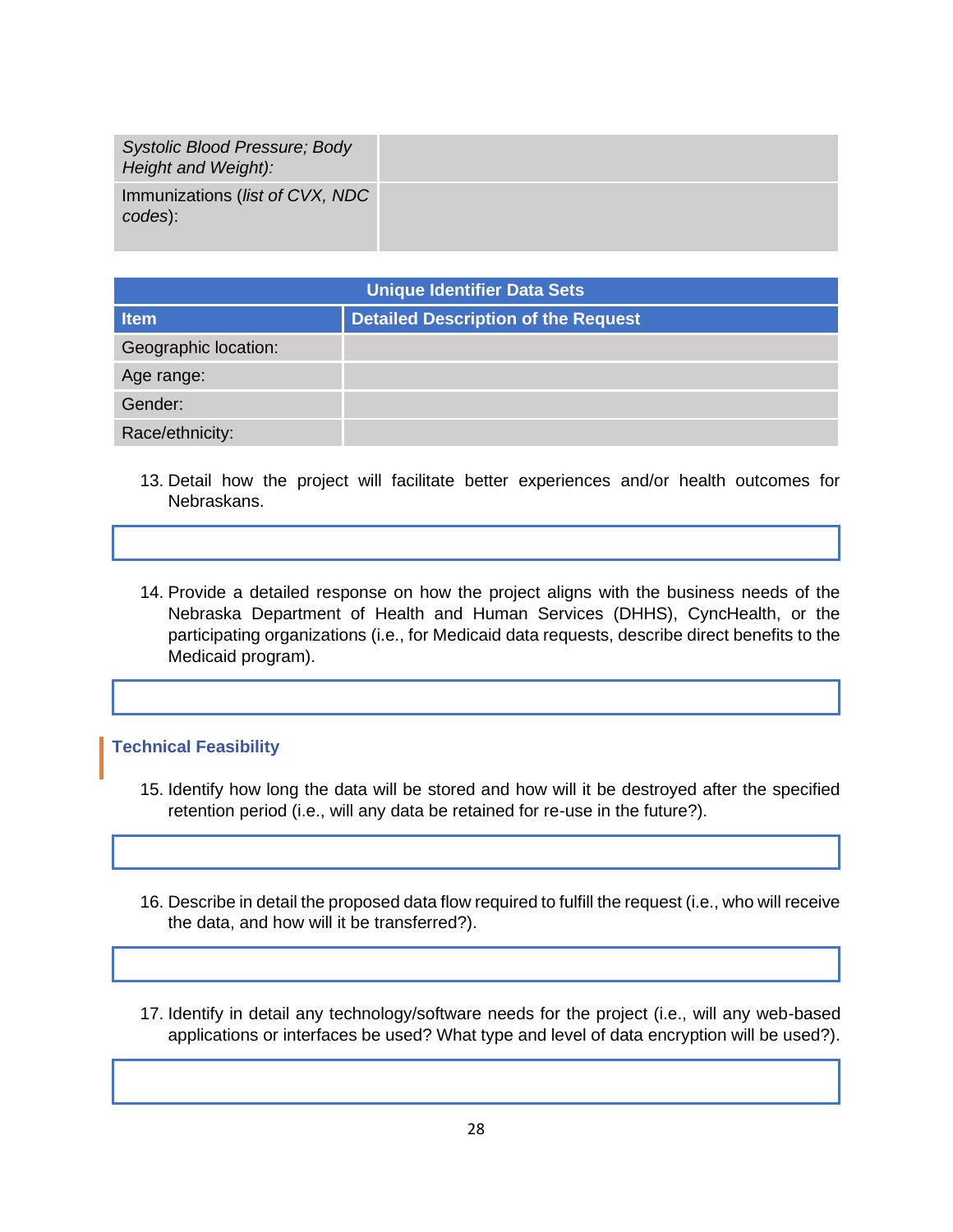| | |
|---|---|
| *Systolic Blood Pressure; Body Height and Weight):* | |
| Immunizations (*list of CVX, NDC codes*): | |

| Unique Identifier Data Sets | |
|---|---|
| **Item** | **Detailed Description of the Request** |
| Geographic location: | |
| Age range: | |
| Gender: | |
| Race/ethnicity: | |

13. Detail how the project will facilitate better experiences and/or health outcomes for Nebraskans.

| |
|---|
| |

14. Provide a detailed response on how the project aligns with the business needs of the Nebraska Department of Health and Human Services (DHHS), CyncHealth, or the participating organizations (i.e., for Medicaid data requests, describe direct benefits to the Medicaid program).

| |
|---|
| |

## Technical Feasibility

15. Identify how long the data will be stored and how will it be destroyed after the specified retention period (i.e., will any data be retained for re-use in the future?).

| |
|---|
| |

16. Describe in detail the proposed data flow required to fulfill the request (i.e., who will receive the data, and how will it be transferred?).

| |
|---|
| |

17. Identify in detail any technology/software needs for the project (i.e., will any web-based applications or interfaces be used? What type and level of data encryption will be used?).

| |
|---|
| |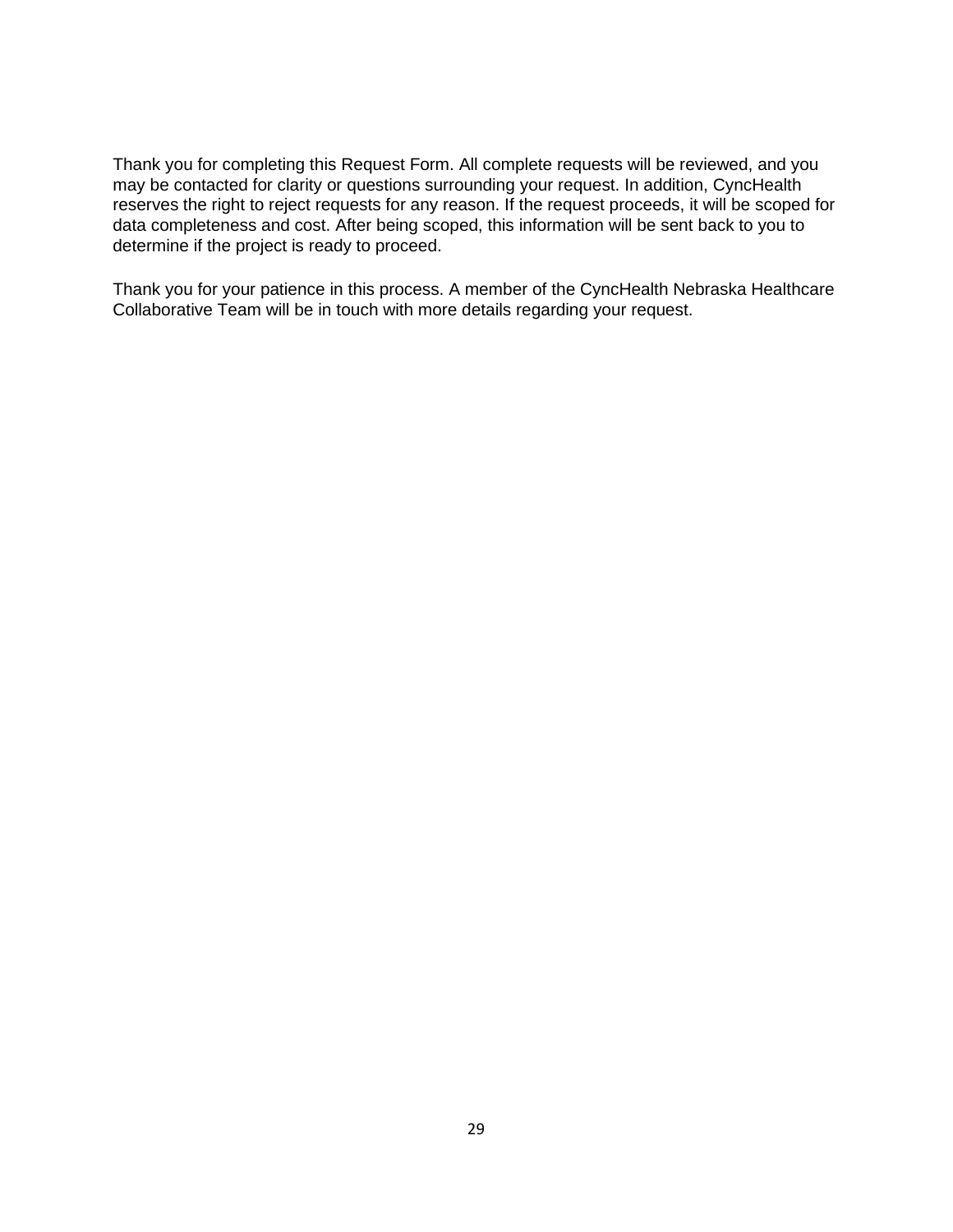Thank you for completing this Request Form. All complete requests will be reviewed, and you may be contacted for clarity or questions surrounding your request. In addition, CyncHealth reserves the right to reject requests for any reason. If the request proceeds, it will be scoped for data completeness and cost. After being scoped, this information will be sent back to you to determine if the project is ready to proceed.

Thank you for your patience in this process. A member of the CyncHealth Nebraska Healthcare Collaborative Team will be in touch with more details regarding your request.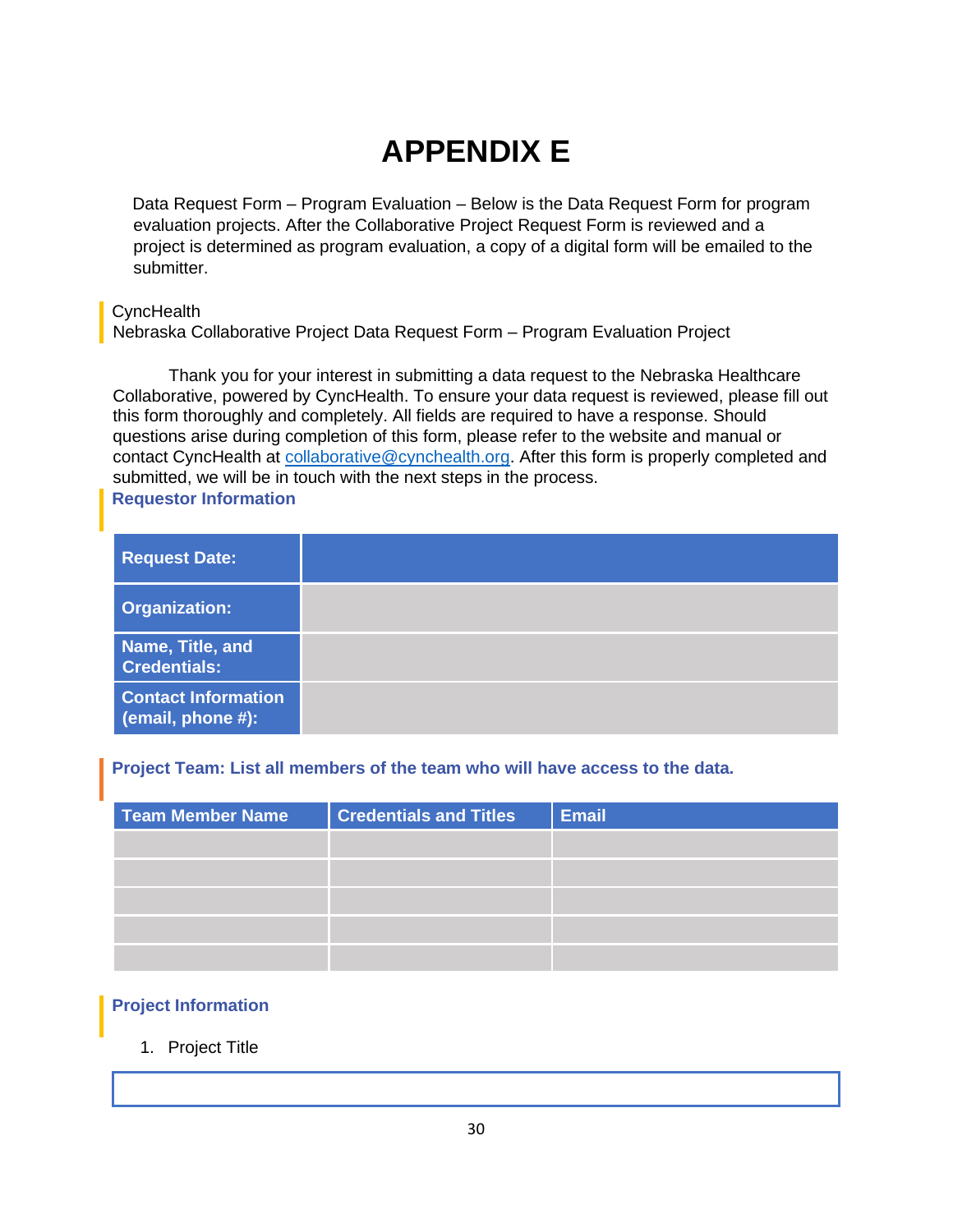# APPENDIX E

Data Request Form – Program Evaluation – Below is the Data Request Form for program evaluation projects. After the Collaborative Project Request Form is reviewed and a project is determined as program evaluation, a copy of a digital form will be emailed to the submitter.

CyncHealth
Nebraska Collaborative Project Data Request Form – Program Evaluation Project

Thank you for your interest in submitting a data request to the Nebraska Healthcare Collaborative, powered by CyncHealth. To ensure your data request is reviewed, please fill out this form thoroughly and completely. All fields are required to have a response. Should questions arise during completion of this form, please refer to the website and manual or contact CyncHealth at collaborative@cynchealth.org. After this form is properly completed and submitted, we will be in touch with the next steps in the process.

## Requestor Information

| Request Date: | |
|---|---|
| Organization: | |
| Name, Title, and Credentials: | |
| Contact Information (email, phone #): | |

## Project Team: List all members of the team who will have access to the data.

| Team Member Name | Credentials and Titles | Email |
|---|---|---|
| | | |
| | | |
| | | |
| | | |
| | | |

## Project Information

1. Project Title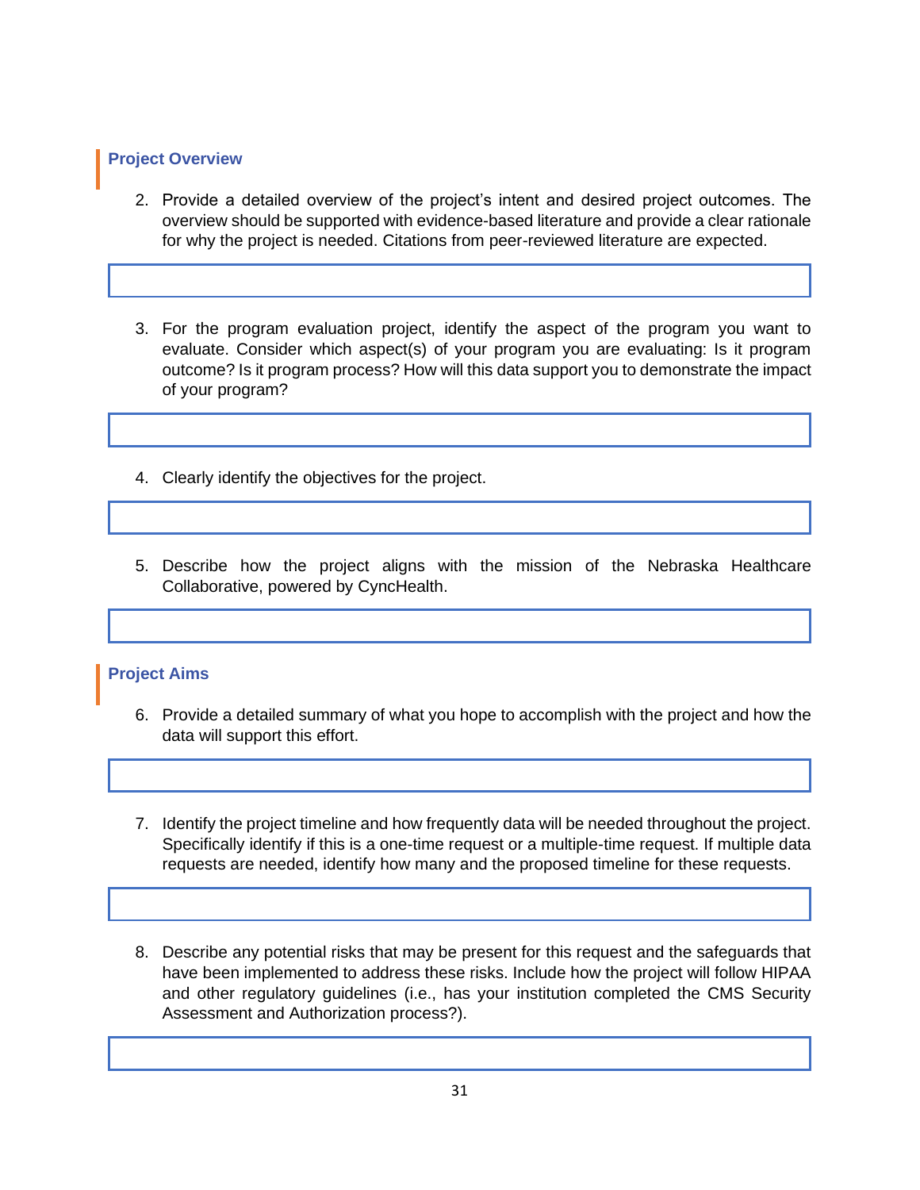## Project Overview

2. Provide a detailed overview of the project's intent and desired project outcomes. The overview should be supported with evidence-based literature and provide a clear rationale for why the project is needed. Citations from peer-reviewed literature are expected.

3. For the program evaluation project, identify the aspect of the program you want to evaluate. Consider which aspect(s) of your program you are evaluating: Is it program outcome? Is it program process? How will this data support you to demonstrate the impact of your program?

4. Clearly identify the objectives for the project.

5. Describe how the project aligns with the mission of the Nebraska Healthcare Collaborative, powered by CyncHealth.

## Project Aims

6. Provide a detailed summary of what you hope to accomplish with the project and how the data will support this effort.

7. Identify the project timeline and how frequently data will be needed throughout the project. Specifically identify if this is a one-time request or a multiple-time request. If multiple data requests are needed, identify how many and the proposed timeline for these requests.

8. Describe any potential risks that may be present for this request and the safeguards that have been implemented to address these risks. Include how the project will follow HIPAA and other regulatory guidelines (i.e., has your institution completed the CMS Security Assessment and Authorization process?).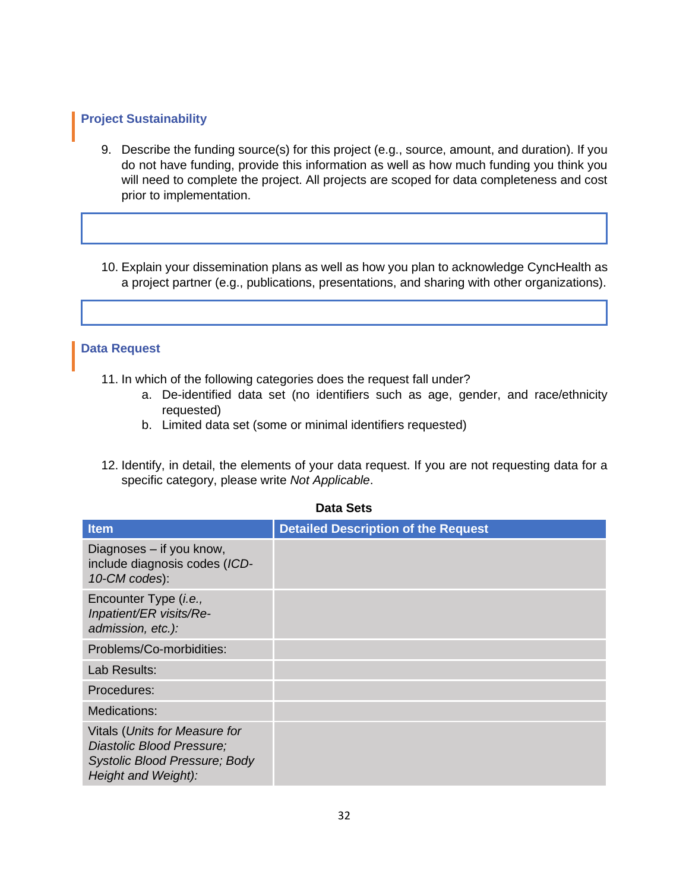## Project Sustainability

9. Describe the funding source(s) for this project (e.g., source, amount, and duration). If you do not have funding, provide this information as well as how much funding you think you will need to complete the project. All projects are scoped for data completeness and cost prior to implementation.

10. Explain your dissemination plans as well as how you plan to acknowledge CyncHealth as a project partner (e.g., publications, presentations, and sharing with other organizations).

## Data Request

11. In which of the following categories does the request fall under?
    a. De-identified data set (no identifiers such as age, gender, and race/ethnicity requested)
    b. Limited data set (some or minimal identifiers requested)

12. Identify, in detail, the elements of your data request. If you are not requesting data for a specific category, please write *Not Applicable*.

**Data Sets**

| Item | Detailed Description of the Request |
|---|---|
| Diagnoses – if you know, include diagnosis codes (*ICD-10-CM codes*): | |
| Encounter Type (*i.e., Inpatient/ER visits/Re-admission, etc.):* | |
| Problems/Co-morbidities: | |
| Lab Results: | |
| Procedures: | |
| Medications: | |
| Vitals (*Units for Measure for Diastolic Blood Pressure; Systolic Blood Pressure; Body Height and Weight):* | |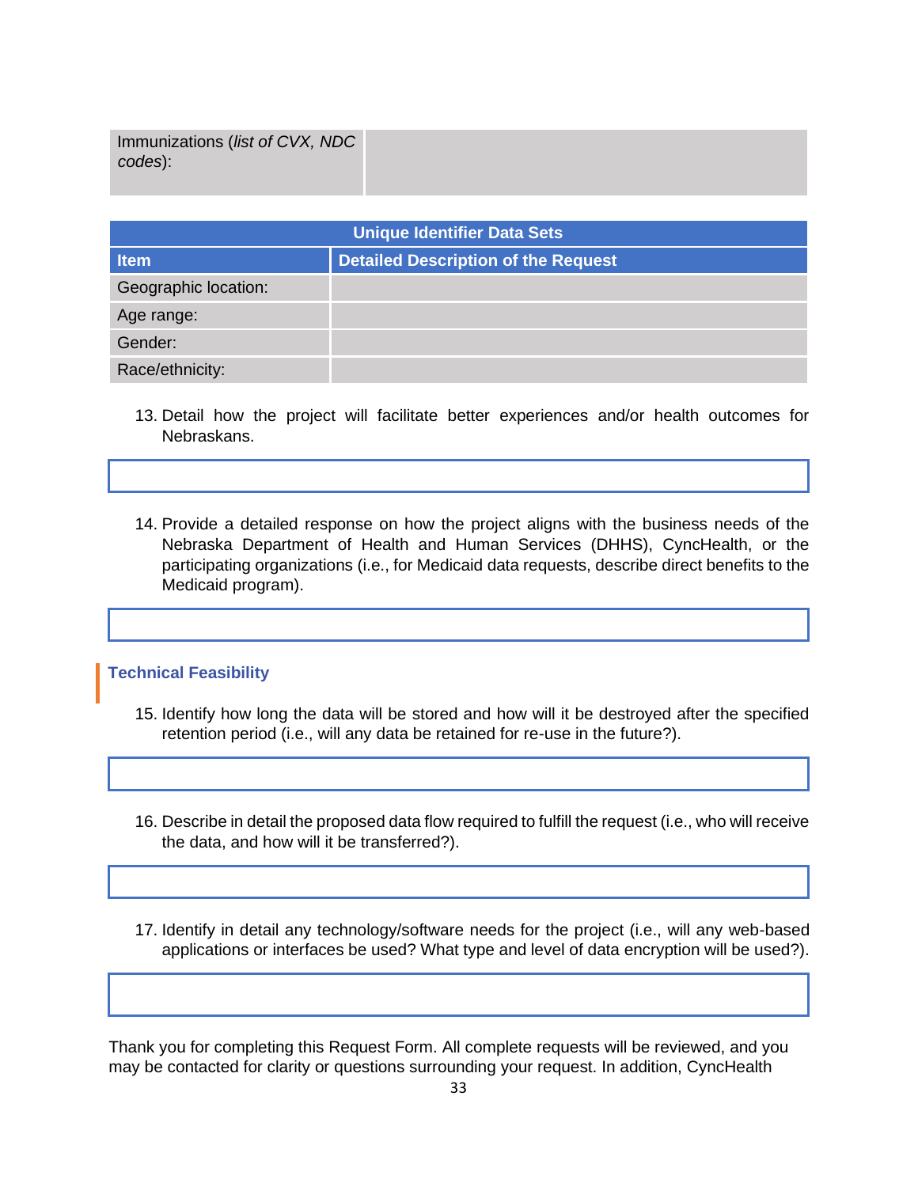| Immunizations (*list of CVX, NDC codes*): | |
|---|---|

| Unique Identifier Data Sets | |
|---|---|
| **Item** | **Detailed Description of the Request** |
| Geographic location: | |
| Age range: | |
| Gender: | |
| Race/ethnicity: | |

13. Detail how the project will facilitate better experiences and/or health outcomes for Nebraskans.

14. Provide a detailed response on how the project aligns with the business needs of the Nebraska Department of Health and Human Services (DHHS), CyncHealth, or the participating organizations (i.e., for Medicaid data requests, describe direct benefits to the Medicaid program).

## Technical Feasibility

15. Identify how long the data will be stored and how will it be destroyed after the specified retention period (i.e., will any data be retained for re-use in the future?).

16. Describe in detail the proposed data flow required to fulfill the request (i.e., who will receive the data, and how will it be transferred?).

17. Identify in detail any technology/software needs for the project (i.e., will any web-based applications or interfaces be used? What type and level of data encryption will be used?).

Thank you for completing this Request Form. All complete requests will be reviewed, and you may be contacted for clarity or questions surrounding your request. In addition, CyncHealth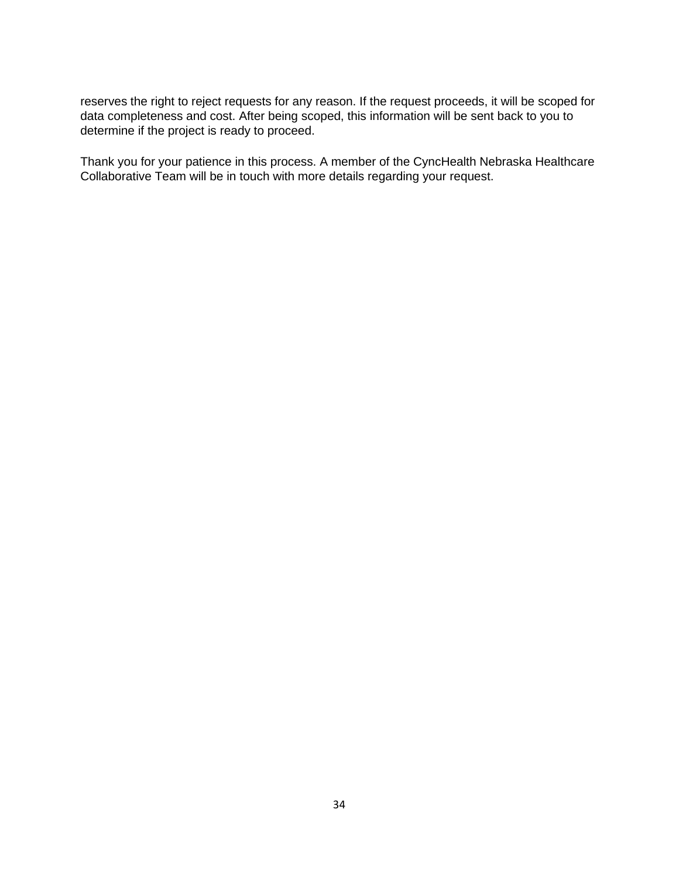reserves the right to reject requests for any reason. If the request proceeds, it will be scoped for data completeness and cost. After being scoped, this information will be sent back to you to determine if the project is ready to proceed.

Thank you for your patience in this process. A member of the CyncHealth Nebraska Healthcare Collaborative Team will be in touch with more details regarding your request.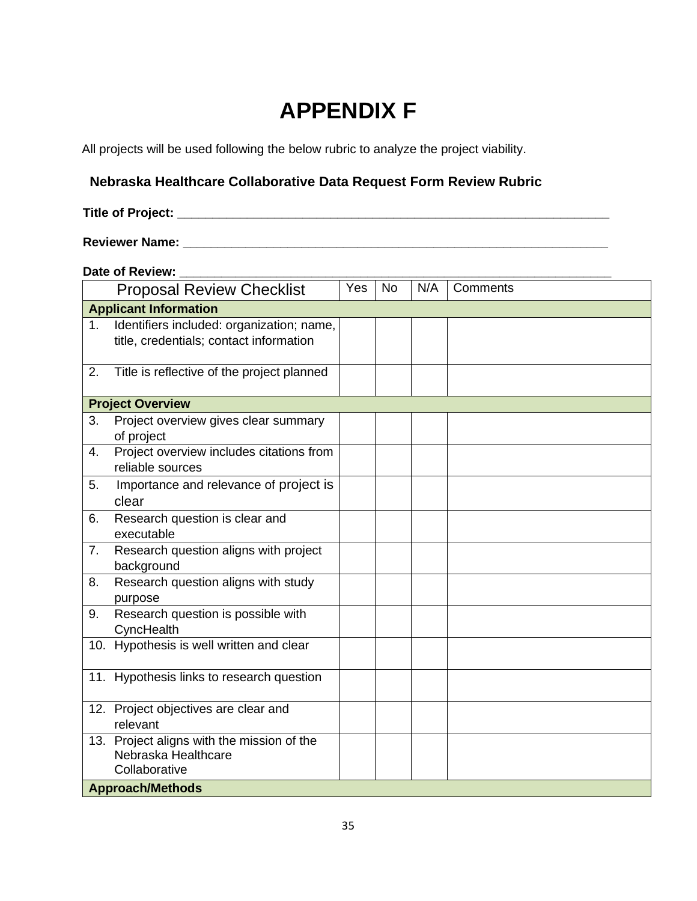# APPENDIX F

All projects will be used following the below rubric to analyze the project viability.

### Nebraska Healthcare Collaborative Data Request Form Review Rubric

**Title of Project:** ____________________________________________________________

**Reviewer Name:** ____________________________________________________________

**Date of Review:** ____________________________________________________________

| Proposal Review Checklist | Yes | No | N/A | Comments |
|---|---|---|---|---|
| **Applicant Information** | | | | |
| 1. Identifiers included: organization; name, title, credentials; contact information | | | | |
| 2. Title is reflective of the project planned | | | | |
| **Project Overview** | | | | |
| 3. Project overview gives clear summary of project | | | | |
| 4. Project overview includes citations from reliable sources | | | | |
| 5. Importance and relevance of project is clear | | | | |
| 6. Research question is clear and executable | | | | |
| 7. Research question aligns with project background | | | | |
| 8. Research question aligns with study purpose | | | | |
| 9. Research question is possible with CyncHealth | | | | |
| 10. Hypothesis is well written and clear | | | | |
| 11. Hypothesis links to research question | | | | |
| 12. Project objectives are clear and relevant | | | | |
| 13. Project aligns with the mission of the Nebraska Healthcare Collaborative | | | | |
| **Approach/Methods** | | | | |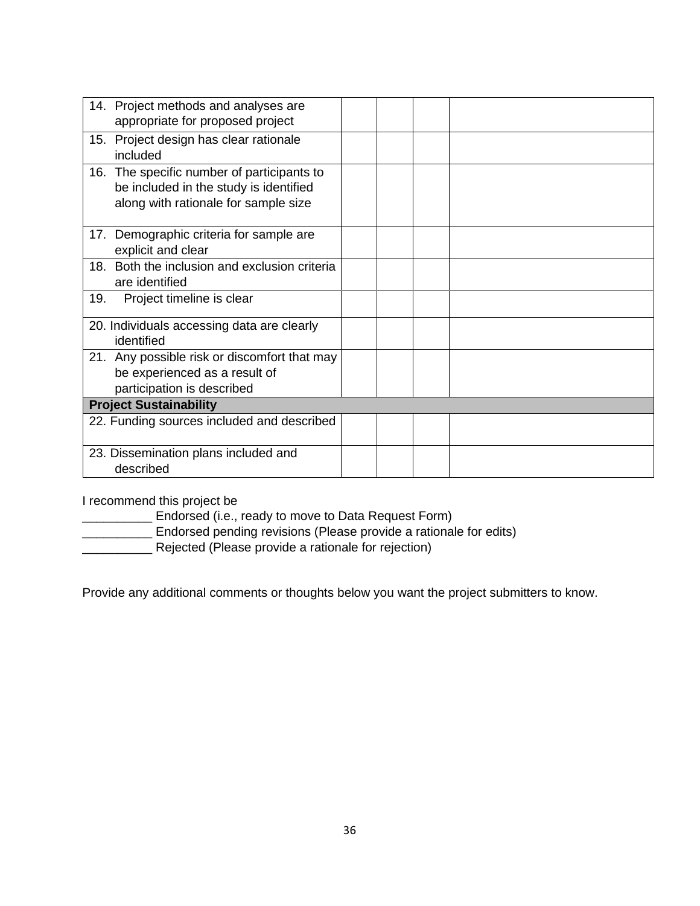| | | | | |
|---|---|---|---|---|
| 14. Project methods and analyses are appropriate for proposed project | | | | |
| 15. Project design has clear rationale included | | | | |
| 16. The specific number of participants to be included in the study is identified along with rationale for sample size | | | | |
| 17. Demographic criteria for sample are explicit and clear | | | | |
| 18. Both the inclusion and exclusion criteria are identified | | | | |
| 19. Project timeline is clear | | | | |
| 20. Individuals accessing data are clearly identified | | | | |
| 21. Any possible risk or discomfort that may be experienced as a result of participation is described | | | | |
| **Project Sustainability** | | | | |
| 22. Funding sources included and described | | | | |
| 23. Dissemination plans included and described | | | | |

I recommend this project be

__________ Endorsed (i.e., ready to move to Data Request Form)
__________ Endorsed pending revisions (Please provide a rationale for edits)
__________ Rejected (Please provide a rationale for rejection)

Provide any additional comments or thoughts below you want the project submitters to know.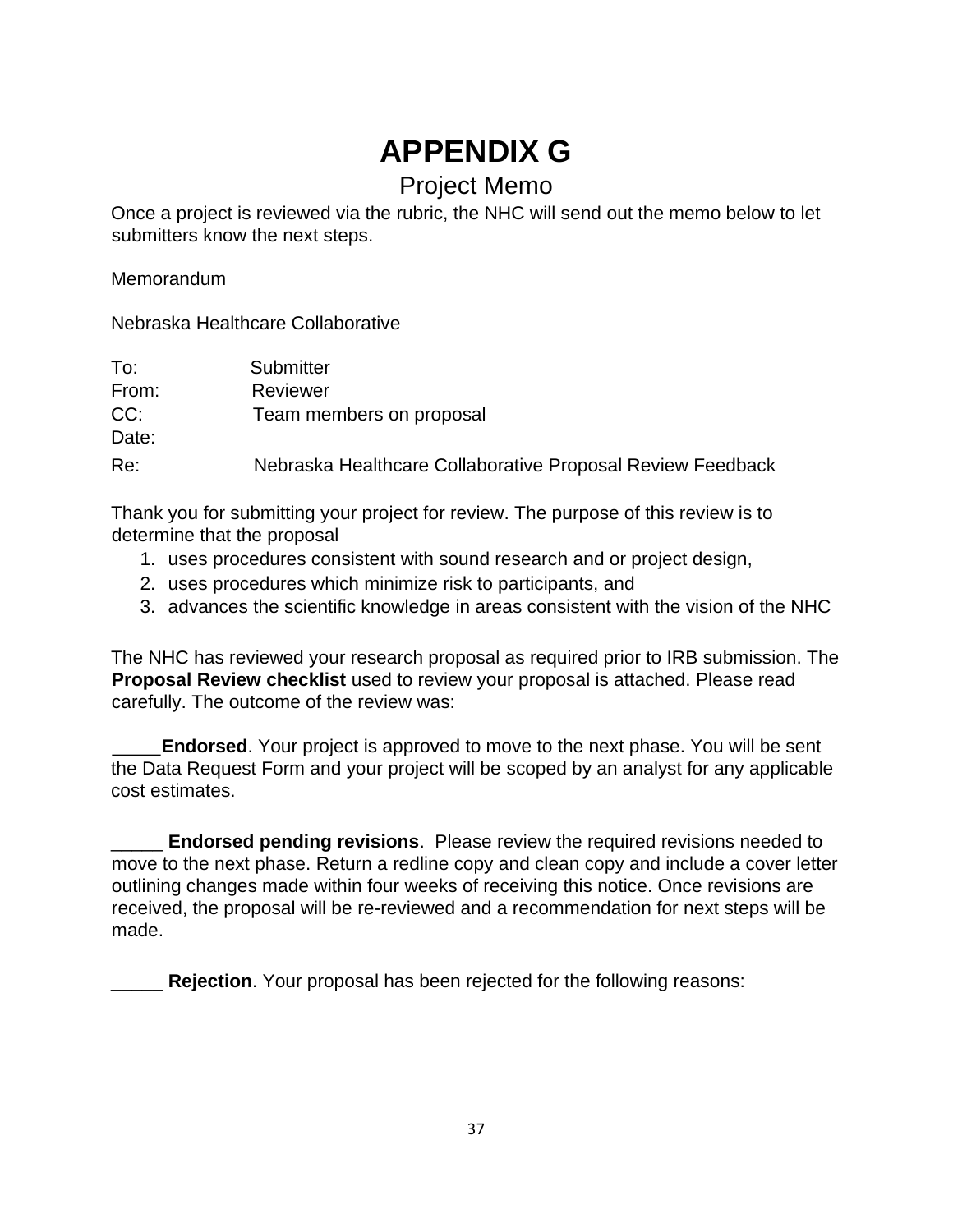# APPENDIX G

## Project Memo

Once a project is reviewed via the rubric, the NHC will send out the memo below to let submitters know the next steps.

Memorandum

Nebraska Healthcare Collaborative

To: Submitter
From: Reviewer
CC: Team members on proposal
Date:
Re: Nebraska Healthcare Collaborative Proposal Review Feedback

Thank you for submitting your project for review. The purpose of this review is to determine that the proposal

1. uses procedures consistent with sound research and or project design,
2. uses procedures which minimize risk to participants, and
3. advances the scientific knowledge in areas consistent with the vision of the NHC

The NHC has reviewed your research proposal as required prior to IRB submission. The **Proposal Review checklist** used to review your proposal is attached. Please read carefully. The outcome of the review was:

_____**Endorsed**. Your project is approved to move to the next phase. You will be sent the Data Request Form and your project will be scoped by an analyst for any applicable cost estimates.

_____ **Endorsed pending revisions**. Please review the required revisions needed to move to the next phase. Return a redline copy and clean copy and include a cover letter outlining changes made within four weeks of receiving this notice. Once revisions are received, the proposal will be re-reviewed and a recommendation for next steps will be made.

_____ **Rejection**. Your proposal has been rejected for the following reasons: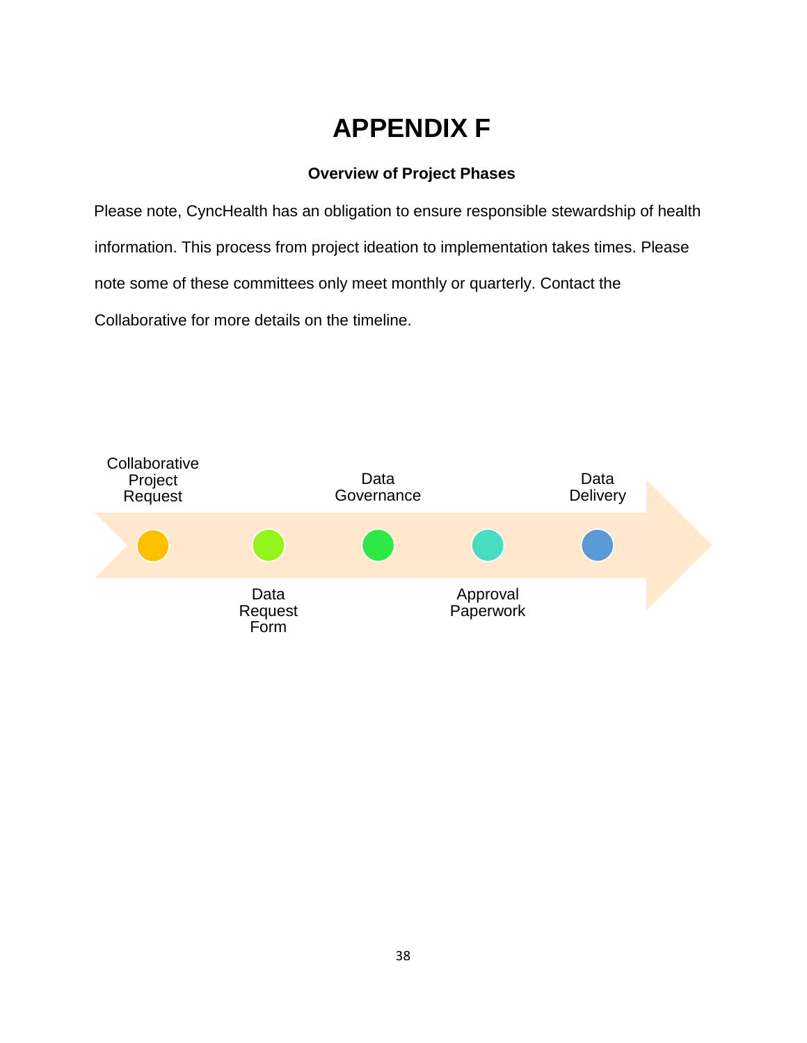# APPENDIX F

### Overview of Project Phases

Please note, CyncHealth has an obligation to ensure responsible stewardship of health information. This process from project ideation to implementation takes times. Please note some of these committees only meet monthly or quarterly. Contact the Collaborative for more details on the timeline.

Collaborative Project Request

Data Request Form

Data Governance

Approval Paperwork

Data Delivery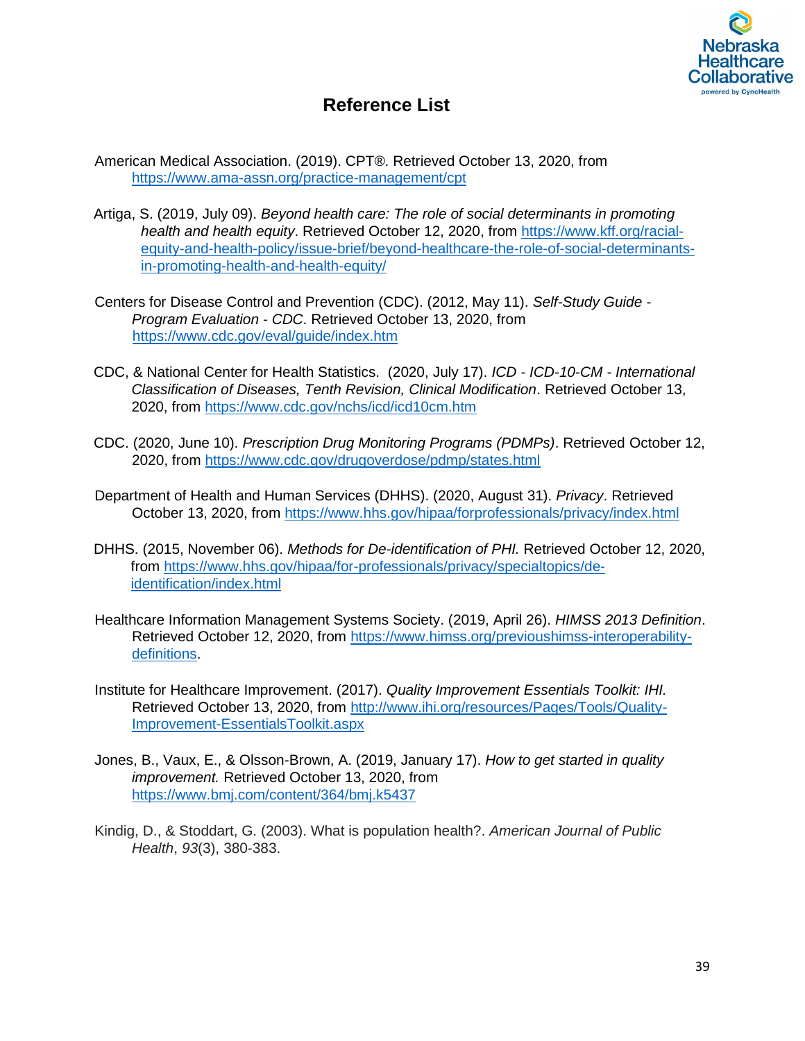# Reference List

American Medical Association. (2019). CPT®. Retrieved October 13, 2020, from https://www.ama-assn.org/practice-management/cpt

Artiga, S. (2019, July 09). *Beyond health care: The role of social determinants in promoting health and health equity*. Retrieved October 12, 2020, from https://www.kff.org/racial-equity-and-health-policy/issue-brief/beyond-healthcare-the-role-of-social-determinants-in-promoting-health-and-health-equity/

Centers for Disease Control and Prevention (CDC). (2012, May 11). *Self-Study Guide - Program Evaluation - CDC*. Retrieved October 13, 2020, from https://www.cdc.gov/eval/guide/index.htm

CDC, & National Center for Health Statistics. (2020, July 17). *ICD - ICD-10-CM - International Classification of Diseases, Tenth Revision, Clinical Modification*. Retrieved October 13, 2020, from https://www.cdc.gov/nchs/icd/icd10cm.htm

CDC. (2020, June 10). *Prescription Drug Monitoring Programs (PDMPs)*. Retrieved October 12, 2020, from https://www.cdc.gov/drugoverdose/pdmp/states.html

Department of Health and Human Services (DHHS). (2020, August 31). *Privacy*. Retrieved October 13, 2020, from https://www.hhs.gov/hipaa/forprofessionals/privacy/index.html

DHHS. (2015, November 06). *Methods for De-identification of PHI.* Retrieved October 12, 2020, from https://www.hhs.gov/hipaa/for-professionals/privacy/specialtopics/de-identification/index.html

Healthcare Information Management Systems Society. (2019, April 26). *HIMSS 2013 Definition*. Retrieved October 12, 2020, from https://www.himss.org/previoushimss-interoperability-definitions.

Institute for Healthcare Improvement. (2017). *Quality Improvement Essentials Toolkit: IHI.* Retrieved October 13, 2020, from http://www.ihi.org/resources/Pages/Tools/Quality-Improvement-EssentialsToolkit.aspx

Jones, B., Vaux, E., & Olsson-Brown, A. (2019, January 17). *How to get started in quality improvement.* Retrieved October 13, 2020, from https://www.bmj.com/content/364/bmj.k5437

Kindig, D., & Stoddart, G. (2003). What is population health?. *American Journal of Public Health*, *93*(3), 380-383.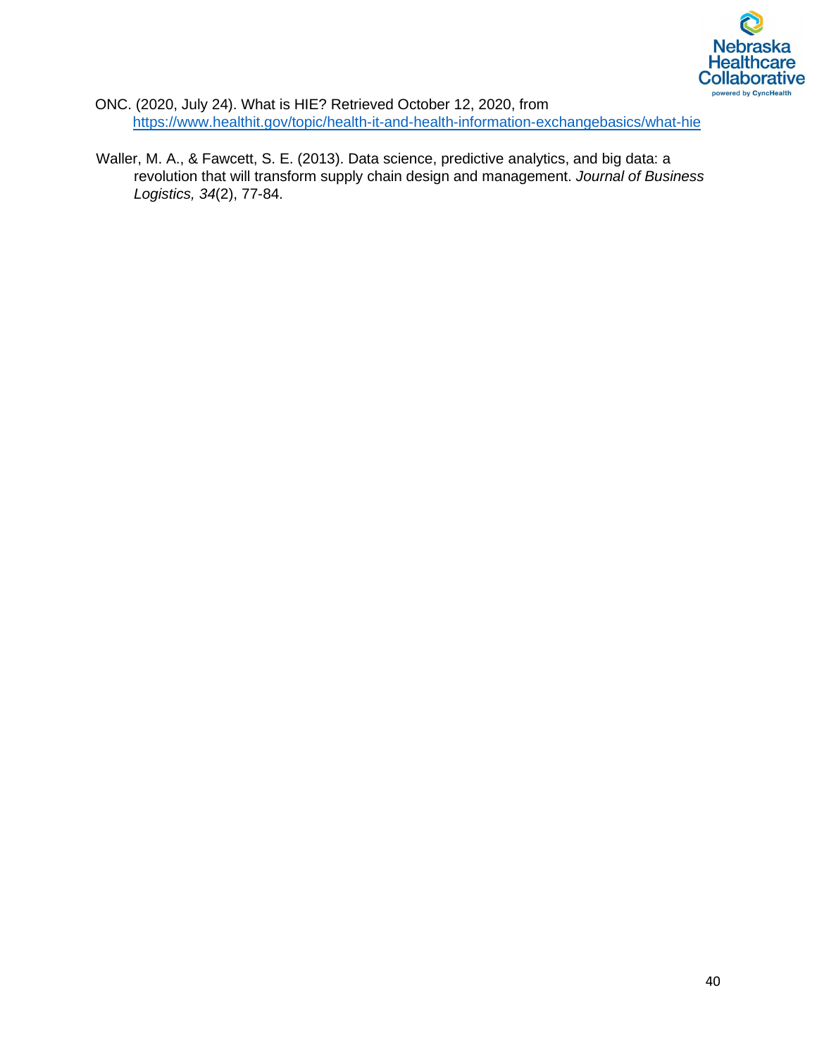ONC. (2020, July 24). What is HIE? Retrieved October 12, 2020, from https://www.healthit.gov/topic/health-it-and-health-information-exchangebasics/what-hie

Waller, M. A., & Fawcett, S. E. (2013). Data science, predictive analytics, and big data: a revolution that will transform supply chain design and management. *Journal of Business Logistics, 34*(2), 77-84.